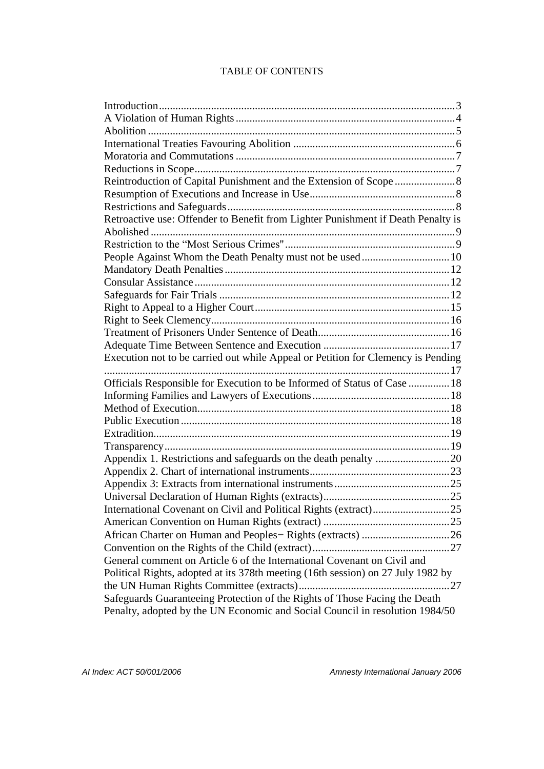TABLE OF CONTENTS

Introduction ........................................................................................................... 3
A Violation of Human Rights ................................................................................ 4
Abolition ................................................................................................................ 5
International Treaties Favouring Abolition ........................................................... 6
Moratoria and Commutations ................................................................................ 7
Reductions in Scope ............................................................................................... 7
Reintroduction of Capital Punishment and the Extension of Scope ...................... 8
Resumption of Executions and Increase in Use ..................................................... 8
Restrictions and Safeguards ................................................................................... 8
Retroactive use: Offender to Benefit from Lighter Punishment if Death Penalty is Abolished ............................................................................................................... 9
Restriction to the "Most Serious Crimes" .............................................................. 9
People Against Whom the Death Penalty must not be used ................................ 10
Mandatory Death Penalties .................................................................................. 12
Consular Assistance ............................................................................................. 12
Safeguards for Fair Trials .................................................................................... 12
Right to Appeal to a Higher Court ....................................................................... 15
Right to Seek Clemency ....................................................................................... 16
Treatment of Prisoners Under Sentence of Death ................................................ 16
Adequate Time Between Sentence and Execution .............................................. 17
Execution not to be carried out while Appeal or Petition for Clemency is Pending .............................................................................................................................. 17
Officials Responsible for Execution to be Informed of Status of Case ............... 18
Informing Families and Lawyers of Executions .................................................. 18
Method of Execution ............................................................................................ 18
Public Execution .................................................................................................. 18
Extradition ............................................................................................................ 19
Transparency ........................................................................................................ 19
Appendix 1. Restrictions and safeguards on the death penalty ........................... 20
Appendix 2. Chart of international instruments ................................................... 23
Appendix 3: Extracts from international instruments .......................................... 25
Universal Declaration of Human Rights (extracts) .............................................. 25
International Covenant on Civil and Political Rights (extract) ............................ 25
American Convention on Human Rights (extract) .............................................. 25
African Charter on Human and Peoples= Rights (extracts) ................................ 26
Convention on the Rights of the Child (extract) .................................................. 27
General comment on Article 6 of the International Covenant on Civil and Political Rights, adopted at its 378th meeting (16th session) on 27 July 1982 by the UN Human Rights Committee (extracts) ....................................................... 27
Safeguards Guaranteeing Protection of the Rights of Those Facing the Death Penalty, adopted by the UN Economic and Social Council in resolution 1984/50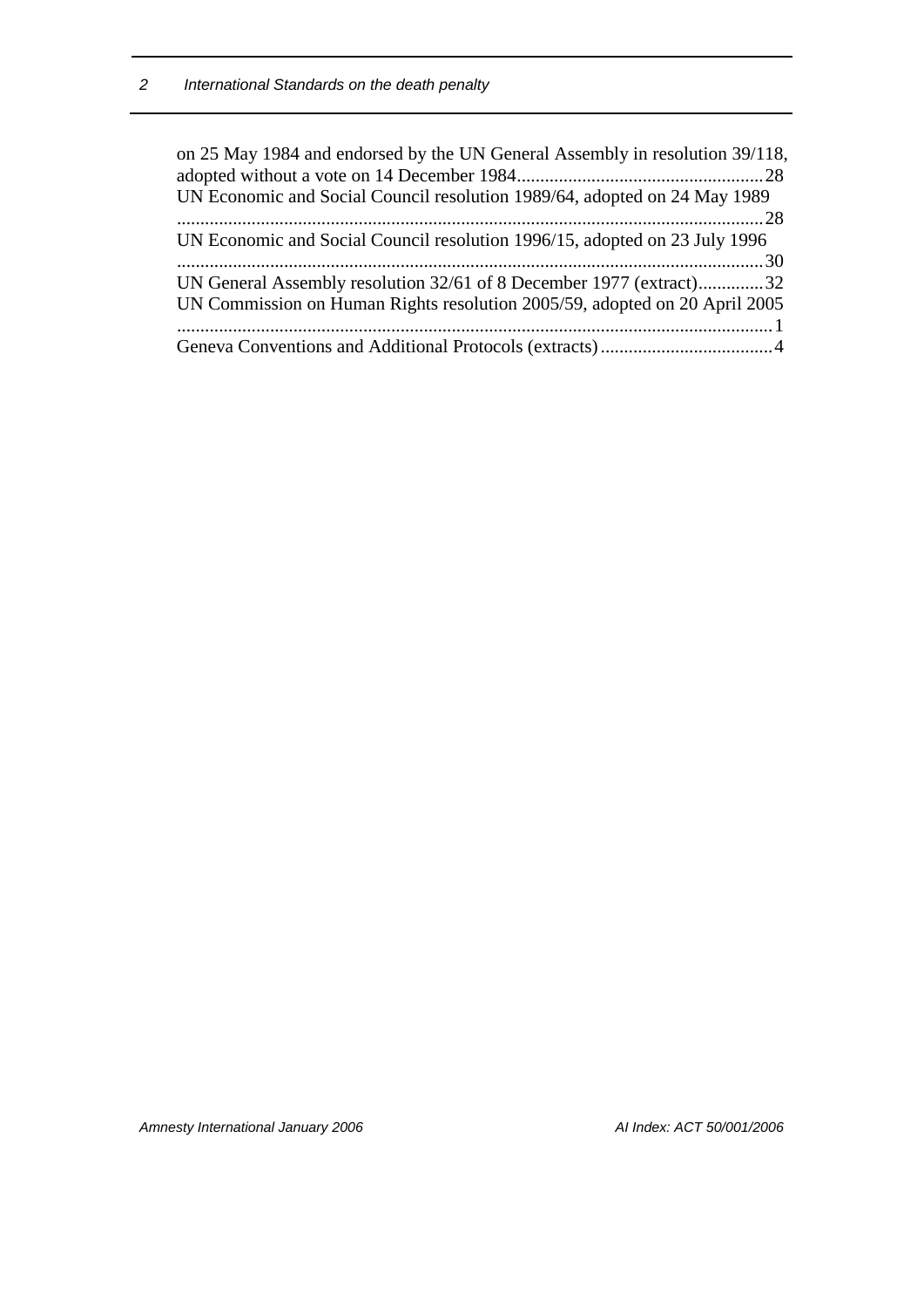on 25 May 1984 and endorsed by the UN General Assembly in resolution 39/118, adopted without a vote on 14 December 1984.....................................................28

UN Economic and Social Council resolution 1989/64, adopted on 24 May 1989 .............................................................................................................................28

UN Economic and Social Council resolution 1996/15, adopted on 23 July 1996 .............................................................................................................................30

UN General Assembly resolution 32/61 of 8 December 1977 (extract)..............32

UN Commission on Human Rights resolution 2005/59, adopted on 20 April 2005 ...............................................................................................................................1

Geneva Conventions and Additional Protocols (extracts).....................................4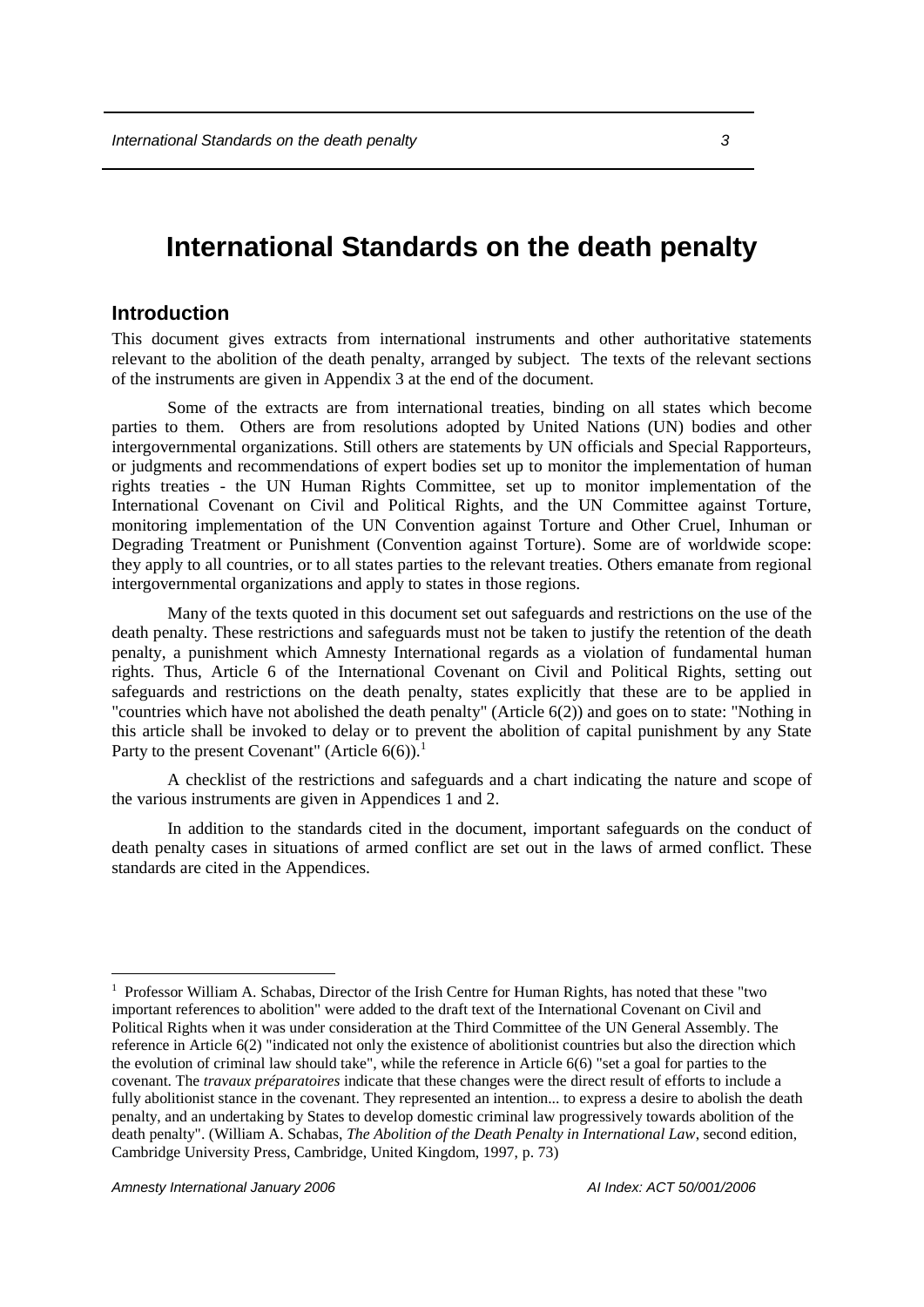# International Standards on the death penalty

## Introduction

This document gives extracts from international instruments and other authoritative statements relevant to the abolition of the death penalty, arranged by subject. The texts of the relevant sections of the instruments are given in Appendix 3 at the end of the document.

Some of the extracts are from international treaties, binding on all states which become parties to them. Others are from resolutions adopted by United Nations (UN) bodies and other intergovernmental organizations. Still others are statements by UN officials and Special Rapporteurs, or judgments and recommendations of expert bodies set up to monitor the implementation of human rights treaties - the UN Human Rights Committee, set up to monitor implementation of the International Covenant on Civil and Political Rights, and the UN Committee against Torture, monitoring implementation of the UN Convention against Torture and Other Cruel, Inhuman or Degrading Treatment or Punishment (Convention against Torture). Some are of worldwide scope: they apply to all countries, or to all states parties to the relevant treaties. Others emanate from regional intergovernmental organizations and apply to states in those regions.

Many of the texts quoted in this document set out safeguards and restrictions on the use of the death penalty. These restrictions and safeguards must not be taken to justify the retention of the death penalty, a punishment which Amnesty International regards as a violation of fundamental human rights. Thus, Article 6 of the International Covenant on Civil and Political Rights, setting out safeguards and restrictions on the death penalty, states explicitly that these are to be applied in "countries which have not abolished the death penalty" (Article 6(2)) and goes on to state: "Nothing in this article shall be invoked to delay or to prevent the abolition of capital punishment by any State Party to the present Covenant" (Article 6(6)).[1]

A checklist of the restrictions and safeguards and a chart indicating the nature and scope of the various instruments are given in Appendices 1 and 2.

In addition to the standards cited in the document, important safeguards on the conduct of death penalty cases in situations of armed conflict are set out in the laws of armed conflict. These standards are cited in the Appendices.

---

[1] Professor William A. Schabas, Director of the Irish Centre for Human Rights, has noted that these "two important references to abolition" were added to the draft text of the International Covenant on Civil and Political Rights when it was under consideration at the Third Committee of the UN General Assembly. The reference in Article 6(2) "indicated not only the existence of abolitionist countries but also the direction which the evolution of criminal law should take", while the reference in Article 6(6) "set a goal for parties to the covenant. The *travaux préparatoires* indicate that these changes were the direct result of efforts to include a fully abolitionist stance in the covenant. They represented an intention... to express a desire to abolish the death penalty, and an undertaking by States to develop domestic criminal law progressively towards abolition of the death penalty". (William A. Schabas, *The Abolition of the Death Penalty in International Law*, second edition, Cambridge University Press, Cambridge, United Kingdom, 1997, p. 73)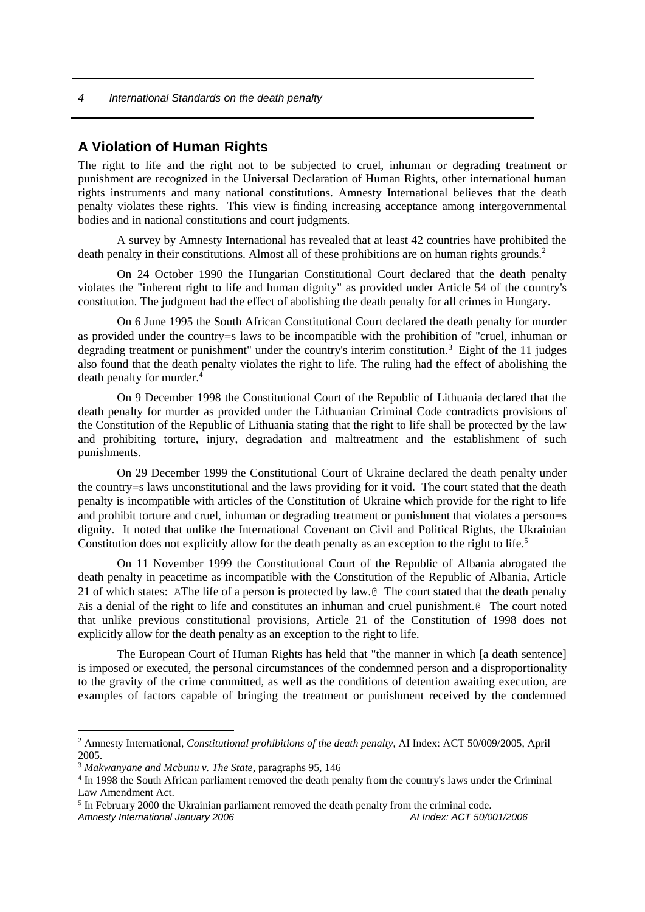## A Violation of Human Rights

The right to life and the right not to be subjected to cruel, inhuman or degrading treatment or punishment are recognized in the Universal Declaration of Human Rights, other international human rights instruments and many national constitutions. Amnesty International believes that the death penalty violates these rights. This view is finding increasing acceptance among intergovernmental bodies and in national constitutions and court judgments.

A survey by Amnesty International has revealed that at least 42 countries have prohibited the death penalty in their constitutions. Almost all of these prohibitions are on human rights grounds.[2]

On 24 October 1990 the Hungarian Constitutional Court declared that the death penalty violates the "inherent right to life and human dignity" as provided under Article 54 of the country's constitution. The judgment had the effect of abolishing the death penalty for all crimes in Hungary.

On 6 June 1995 the South African Constitutional Court declared the death penalty for murder as provided under the country=s laws to be incompatible with the prohibition of "cruel, inhuman or degrading treatment or punishment" under the country's interim constitution.[3] Eight of the 11 judges also found that the death penalty violates the right to life. The ruling had the effect of abolishing the death penalty for murder.[4]

On 9 December 1998 the Constitutional Court of the Republic of Lithuania declared that the death penalty for murder as provided under the Lithuanian Criminal Code contradicts provisions of the Constitution of the Republic of Lithuania stating that the right to life shall be protected by the law and prohibiting torture, injury, degradation and maltreatment and the establishment of such punishments.

On 29 December 1999 the Constitutional Court of Ukraine declared the death penalty under the country=s laws unconstitutional and the laws providing for it void. The court stated that the death penalty is incompatible with articles of the Constitution of Ukraine which provide for the right to life and prohibit torture and cruel, inhuman or degrading treatment or punishment that violates a person=s dignity. It noted that unlike the International Covenant on Civil and Political Rights, the Ukrainian Constitution does not explicitly allow for the death penalty as an exception to the right to life.[5]

On 11 November 1999 the Constitutional Court of the Republic of Albania abrogated the death penalty in peacetime as incompatible with the Constitution of the Republic of Albania, Article 21 of which states: AThe life of a person is protected by law.@ The court stated that the death penalty Ais a denial of the right to life and constitutes an inhuman and cruel punishment.@ The court noted that unlike previous constitutional provisions, Article 21 of the Constitution of 1998 does not explicitly allow for the death penalty as an exception to the right to life.

The European Court of Human Rights has held that "the manner in which [a death sentence] is imposed or executed, the personal circumstances of the condemned person and a disproportionality to the gravity of the crime committed, as well as the conditions of detention awaiting execution, are examples of factors capable of bringing the treatment or punishment received by the condemned

---

[2] Amnesty International, *Constitutional prohibitions of the death penalty*, AI Index: ACT 50/009/2005, April 2005.

[3] *Makwanyane and Mcbunu v. The State*, paragraphs 95, 146

[4] In 1998 the South African parliament removed the death penalty from the country's laws under the Criminal Law Amendment Act.

[5] In February 2000 the Ukrainian parliament removed the death penalty from the criminal code.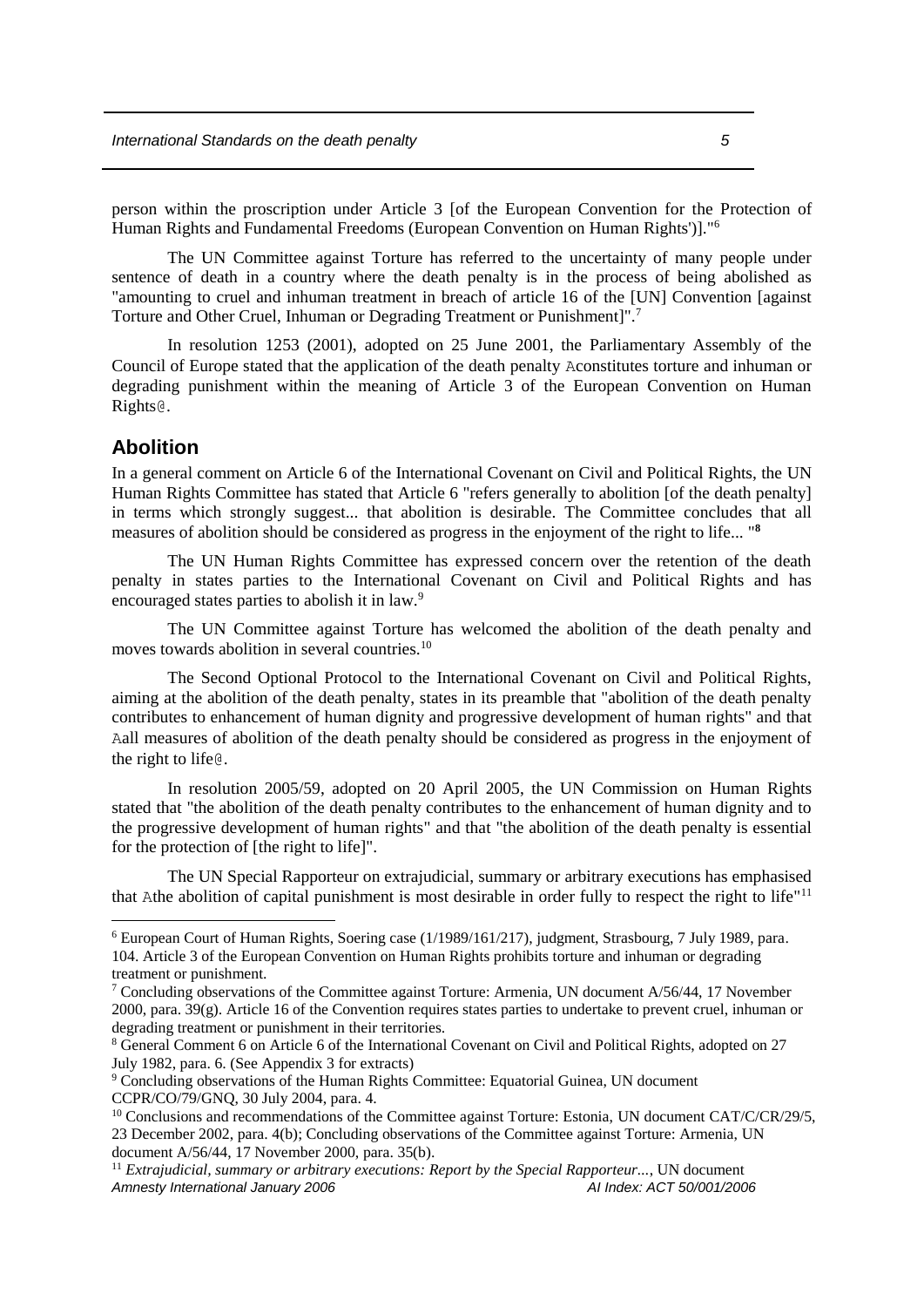person within the proscription under Article 3 [of the European Convention for the Protection of Human Rights and Fundamental Freedoms (European Convention on Human Rights')]."[6]

The UN Committee against Torture has referred to the uncertainty of many people under sentence of death in a country where the death penalty is in the process of being abolished as "amounting to cruel and inhuman treatment in breach of article 16 of the [UN] Convention [against Torture and Other Cruel, Inhuman or Degrading Treatment or Punishment]".[7]

In resolution 1253 (2001), adopted on 25 June 2001, the Parliamentary Assembly of the Council of Europe stated that the application of the death penalty Aconstitutes torture and inhuman or degrading punishment within the meaning of Article 3 of the European Convention on Human Rights@.

## Abolition

In a general comment on Article 6 of the International Covenant on Civil and Political Rights, the UN Human Rights Committee has stated that Article 6 "refers generally to abolition [of the death penalty] in terms which strongly suggest... that abolition is desirable. The Committee concludes that all measures of abolition should be considered as progress in the enjoyment of the right to life... "[8]

The UN Human Rights Committee has expressed concern over the retention of the death penalty in states parties to the International Covenant on Civil and Political Rights and has encouraged states parties to abolish it in law.[9]

The UN Committee against Torture has welcomed the abolition of the death penalty and moves towards abolition in several countries.[10]

The Second Optional Protocol to the International Covenant on Civil and Political Rights, aiming at the abolition of the death penalty, states in its preamble that "abolition of the death penalty contributes to enhancement of human dignity and progressive development of human rights" and that Aall measures of abolition of the death penalty should be considered as progress in the enjoyment of the right to life@.

In resolution 2005/59, adopted on 20 April 2005, the UN Commission on Human Rights stated that "the abolition of the death penalty contributes to the enhancement of human dignity and to the progressive development of human rights" and that "the abolition of the death penalty is essential for the protection of [the right to life]".

The UN Special Rapporteur on extrajudicial, summary or arbitrary executions has emphasised that Athe abolition of capital punishment is most desirable in order fully to respect the right to life"[11]

---

[6] European Court of Human Rights, Soering case (1/1989/161/217), judgment, Strasbourg, 7 July 1989, para. 104. Article 3 of the European Convention on Human Rights prohibits torture and inhuman or degrading treatment or punishment.

[7] Concluding observations of the Committee against Torture: Armenia, UN document A/56/44, 17 November 2000, para. 39(g). Article 16 of the Convention requires states parties to undertake to prevent cruel, inhuman or degrading treatment or punishment in their territories.

[8] General Comment 6 on Article 6 of the International Covenant on Civil and Political Rights, adopted on 27 July 1982, para. 6. (See Appendix 3 for extracts)

[9] Concluding observations of the Human Rights Committee: Equatorial Guinea, UN document CCPR/CO/79/GNQ, 30 July 2004, para. 4.

[10] Conclusions and recommendations of the Committee against Torture: Estonia, UN document CAT/C/CR/29/5, 23 December 2002, para. 4(b); Concluding observations of the Committee against Torture: Armenia, UN document A/56/44, 17 November 2000, para. 35(b).

[11] *Extrajudicial, summary or arbitrary executions: Report by the Special Rapporteur...*, UN document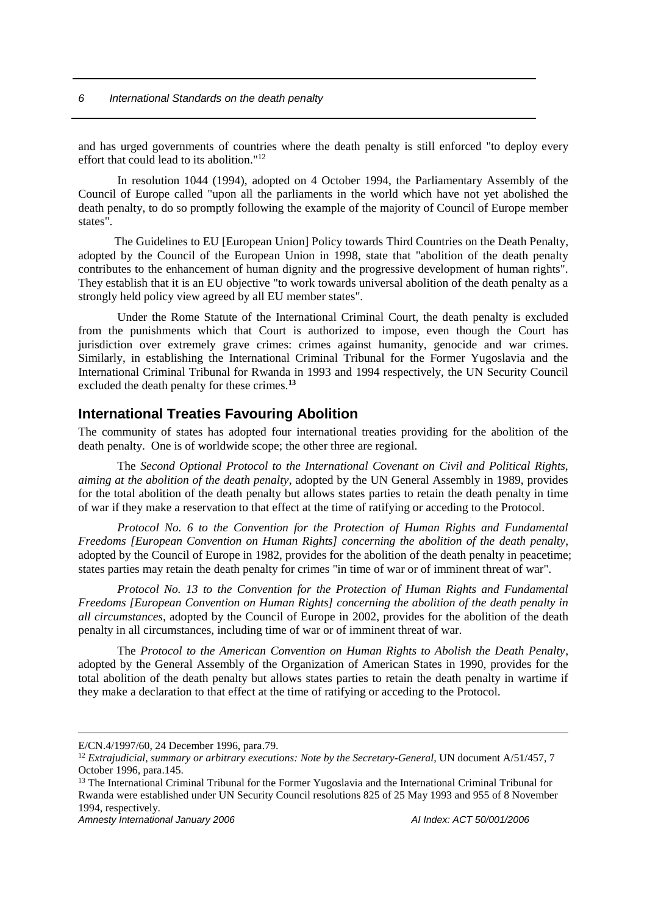and has urged governments of countries where the death penalty is still enforced "to deploy every effort that could lead to its abolition."[12]

In resolution 1044 (1994), adopted on 4 October 1994, the Parliamentary Assembly of the Council of Europe called "upon all the parliaments in the world which have not yet abolished the death penalty, to do so promptly following the example of the majority of Council of Europe member states".

The Guidelines to EU [European Union] Policy towards Third Countries on the Death Penalty, adopted by the Council of the European Union in 1998, state that "abolition of the death penalty contributes to the enhancement of human dignity and the progressive development of human rights". They establish that it is an EU objective "to work towards universal abolition of the death penalty as a strongly held policy view agreed by all EU member states".

Under the Rome Statute of the International Criminal Court, the death penalty is excluded from the punishments which that Court is authorized to impose, even though the Court has jurisdiction over extremely grave crimes: crimes against humanity, genocide and war crimes. Similarly, in establishing the International Criminal Tribunal for the Former Yugoslavia and the International Criminal Tribunal for Rwanda in 1993 and 1994 respectively, the UN Security Council excluded the death penalty for these crimes.[13]

## International Treaties Favouring Abolition

The community of states has adopted four international treaties providing for the abolition of the death penalty. One is of worldwide scope; the other three are regional.

The *Second Optional Protocol to the International Covenant on Civil and Political Rights, aiming at the abolition of the death penalty*, adopted by the UN General Assembly in 1989, provides for the total abolition of the death penalty but allows states parties to retain the death penalty in time of war if they make a reservation to that effect at the time of ratifying or acceding to the Protocol.

*Protocol No. 6 to the Convention for the Protection of Human Rights and Fundamental Freedoms [European Convention on Human Rights] concerning the abolition of the death penalty*, adopted by the Council of Europe in 1982, provides for the abolition of the death penalty in peacetime; states parties may retain the death penalty for crimes "in time of war or of imminent threat of war".

*Protocol No. 13 to the Convention for the Protection of Human Rights and Fundamental Freedoms [European Convention on Human Rights] concerning the abolition of the death penalty in all circumstances*, adopted by the Council of Europe in 2002, provides for the abolition of the death penalty in all circumstances, including time of war or of imminent threat of war.

The *Protocol to the American Convention on Human Rights to Abolish the Death Penalty*, adopted by the General Assembly of the Organization of American States in 1990, provides for the total abolition of the death penalty but allows states parties to retain the death penalty in wartime if they make a declaration to that effect at the time of ratifying or acceding to the Protocol.

---

E/CN.4/1997/60, 24 December 1996, para.79.

[12] *Extrajudicial, summary or arbitrary executions: Note by the Secretary-General*, UN document A/51/457, 7 October 1996, para.145.

[13] The International Criminal Tribunal for the Former Yugoslavia and the International Criminal Tribunal for Rwanda were established under UN Security Council resolutions 825 of 25 May 1993 and 955 of 8 November 1994, respectively.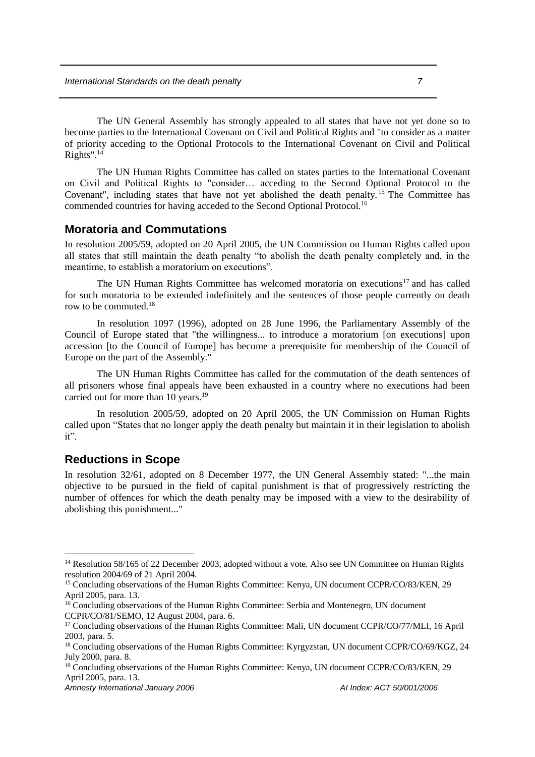The UN General Assembly has strongly appealed to all states that have not yet done so to become parties to the International Covenant on Civil and Political Rights and "to consider as a matter of priority acceding to the Optional Protocols to the International Covenant on Civil and Political Rights".[14]

The UN Human Rights Committee has called on states parties to the International Covenant on Civil and Political Rights to "consider… acceding to the Second Optional Protocol to the Covenant", including states that have not yet abolished the death penalty.[15] The Committee has commended countries for having acceded to the Second Optional Protocol.[16]

## Moratoria and Commutations

In resolution 2005/59, adopted on 20 April 2005, the UN Commission on Human Rights called upon all states that still maintain the death penalty "to abolish the death penalty completely and, in the meantime, to establish a moratorium on executions".

The UN Human Rights Committee has welcomed moratoria on executions[17] and has called for such moratoria to be extended indefinitely and the sentences of those people currently on death row to be commuted.[18]

In resolution 1097 (1996), adopted on 28 June 1996, the Parliamentary Assembly of the Council of Europe stated that "the willingness... to introduce a moratorium [on executions] upon accession [to the Council of Europe] has become a prerequisite for membership of the Council of Europe on the part of the Assembly."

The UN Human Rights Committee has called for the commutation of the death sentences of all prisoners whose final appeals have been exhausted in a country where no executions had been carried out for more than 10 years.[19]

In resolution 2005/59, adopted on 20 April 2005, the UN Commission on Human Rights called upon "States that no longer apply the death penalty but maintain it in their legislation to abolish it".

## Reductions in Scope

In resolution 32/61, adopted on 8 December 1977, the UN General Assembly stated: "...the main objective to be pursued in the field of capital punishment is that of progressively restricting the number of offences for which the death penalty may be imposed with a view to the desirability of abolishing this punishment..."

---

[14] Resolution 58/165 of 22 December 2003, adopted without a vote. Also see UN Committee on Human Rights resolution 2004/69 of 21 April 2004.

[15] Concluding observations of the Human Rights Committee: Kenya, UN document CCPR/CO/83/KEN, 29 April 2005, para. 13.

[16] Concluding observations of the Human Rights Committee: Serbia and Montenegro, UN document CCPR/CO/81/SEMO, 12 August 2004, para. 6.

[17] Concluding observations of the Human Rights Committee: Mali, UN document CCPR/CO/77/MLI, 16 April 2003, para. 5.

[18] Concluding observations of the Human Rights Committee: Kyrgyzstan, UN document CCPR/CO/69/KGZ, 24 July 2000, para. 8.

[19] Concluding observations of the Human Rights Committee: Kenya, UN document CCPR/CO/83/KEN, 29 April 2005, para. 13.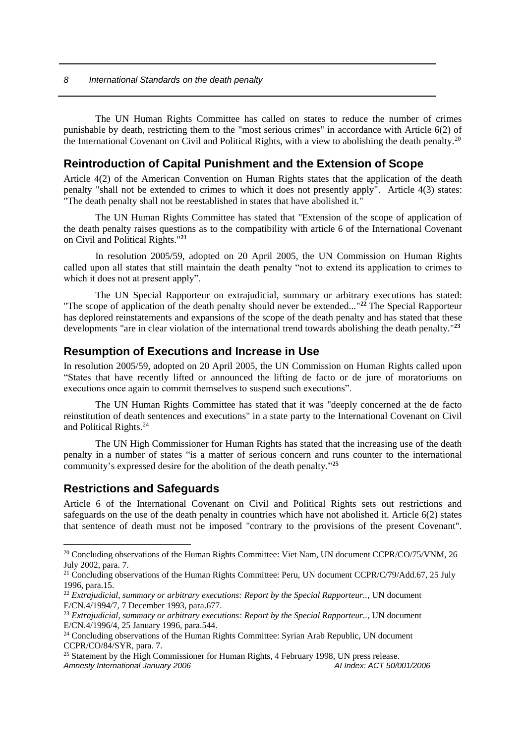The UN Human Rights Committee has called on states to reduce the number of crimes punishable by death, restricting them to the "most serious crimes" in accordance with Article 6(2) of the International Covenant on Civil and Political Rights, with a view to abolishing the death penalty.[20]

## Reintroduction of Capital Punishment and the Extension of Scope

Article 4(2) of the American Convention on Human Rights states that the application of the death penalty "shall not be extended to crimes to which it does not presently apply". Article 4(3) states: "The death penalty shall not be reestablished in states that have abolished it."

The UN Human Rights Committee has stated that "Extension of the scope of application of the death penalty raises questions as to the compatibility with article 6 of the International Covenant on Civil and Political Rights."[21]

In resolution 2005/59, adopted on 20 April 2005, the UN Commission on Human Rights called upon all states that still maintain the death penalty "not to extend its application to crimes to which it does not at present apply".

The UN Special Rapporteur on extrajudicial, summary or arbitrary executions has stated: "The scope of application of the death penalty should never be extended..."[22] The Special Rapporteur has deplored reinstatements and expansions of the scope of the death penalty and has stated that these developments "are in clear violation of the international trend towards abolishing the death penalty."[23]

## Resumption of Executions and Increase in Use

In resolution 2005/59, adopted on 20 April 2005, the UN Commission on Human Rights called upon "States that have recently lifted or announced the lifting de facto or de jure of moratoriums on executions once again to commit themselves to suspend such executions".

The UN Human Rights Committee has stated that it was "deeply concerned at the de facto reinstitution of death sentences and executions" in a state party to the International Covenant on Civil and Political Rights.[24]

The UN High Commissioner for Human Rights has stated that the increasing use of the death penalty in a number of states "is a matter of serious concern and runs counter to the international community's expressed desire for the abolition of the death penalty."[25]

## Restrictions and Safeguards

Article 6 of the International Covenant on Civil and Political Rights sets out restrictions and safeguards on the use of the death penalty in countries which have not abolished it. Article 6(2) states that sentence of death must not be imposed "contrary to the provisions of the present Covenant".

---

[20] Concluding observations of the Human Rights Committee: Viet Nam, UN document CCPR/CO/75/VNM, 26 July 2002, para. 7.

[21] Concluding observations of the Human Rights Committee: Peru, UN document CCPR/C/79/Add.67, 25 July 1996, para.15.

[22] *Extrajudicial, summary or arbitrary executions: Report by the Special Rapporteur..*, UN document E/CN.4/1994/7, 7 December 1993, para.677.

[23] *Extrajudicial, summary or arbitrary executions: Report by the Special Rapporteur..*, UN document E/CN.4/1996/4, 25 January 1996, para.544.

[24] Concluding observations of the Human Rights Committee: Syrian Arab Republic, UN document CCPR/CO/84/SYR, para. 7.

[25] Statement by the High Commissioner for Human Rights, 4 February 1998, UN press release.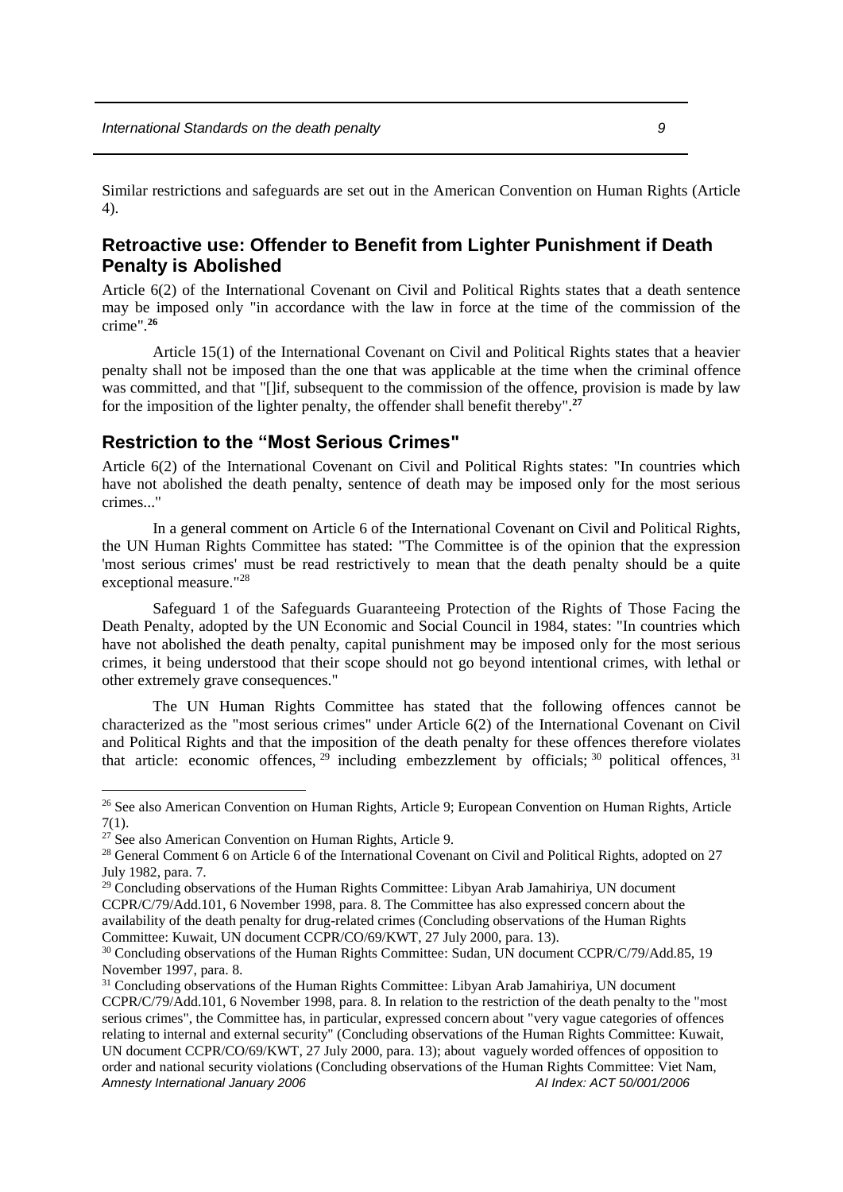Similar restrictions and safeguards are set out in the American Convention on Human Rights (Article 4).

## Retroactive use: Offender to Benefit from Lighter Punishment if Death Penalty is Abolished

Article 6(2) of the International Covenant on Civil and Political Rights states that a death sentence may be imposed only "in accordance with the law in force at the time of the commission of the crime".[26]

Article 15(1) of the International Covenant on Civil and Political Rights states that a heavier penalty shall not be imposed than the one that was applicable at the time when the criminal offence was committed, and that "[]if, subsequent to the commission of the offence, provision is made by law for the imposition of the lighter penalty, the offender shall benefit thereby".[27]

## Restriction to the "Most Serious Crimes"

Article 6(2) of the International Covenant on Civil and Political Rights states: "In countries which have not abolished the death penalty, sentence of death may be imposed only for the most serious crimes..."

In a general comment on Article 6 of the International Covenant on Civil and Political Rights, the UN Human Rights Committee has stated: "The Committee is of the opinion that the expression 'most serious crimes' must be read restrictively to mean that the death penalty should be a quite exceptional measure."[28]

Safeguard 1 of the Safeguards Guaranteeing Protection of the Rights of Those Facing the Death Penalty, adopted by the UN Economic and Social Council in 1984, states: "In countries which have not abolished the death penalty, capital punishment may be imposed only for the most serious crimes, it being understood that their scope should not go beyond intentional crimes, with lethal or other extremely grave consequences."

The UN Human Rights Committee has stated that the following offences cannot be characterized as the "most serious crimes" under Article 6(2) of the International Covenant on Civil and Political Rights and that the imposition of the death penalty for these offences therefore violates that article: economic offences,[29] including embezzlement by officials;[30] political offences,[31]

---

[26] See also American Convention on Human Rights, Article 9; European Convention on Human Rights, Article 7(1).

[27] See also American Convention on Human Rights, Article 9.

[28] General Comment 6 on Article 6 of the International Covenant on Civil and Political Rights, adopted on 27 July 1982, para. 7.

[29] Concluding observations of the Human Rights Committee: Libyan Arab Jamahiriya, UN document CCPR/C/79/Add.101, 6 November 1998, para. 8. The Committee has also expressed concern about the availability of the death penalty for drug-related crimes (Concluding observations of the Human Rights Committee: Kuwait, UN document CCPR/CO/69/KWT, 27 July 2000, para. 13).

[30] Concluding observations of the Human Rights Committee: Sudan, UN document CCPR/C/79/Add.85, 19 November 1997, para. 8.

[31] Concluding observations of the Human Rights Committee: Libyan Arab Jamahiriya, UN document CCPR/C/79/Add.101, 6 November 1998, para. 8. In relation to the restriction of the death penalty to the "most serious crimes", the Committee has, in particular, expressed concern about "very vague categories of offences relating to internal and external security" (Concluding observations of the Human Rights Committee: Kuwait, UN document CCPR/CO/69/KWT, 27 July 2000, para. 13); about vaguely worded offences of opposition to order and national security violations (Concluding observations of the Human Rights Committee: Viet Nam,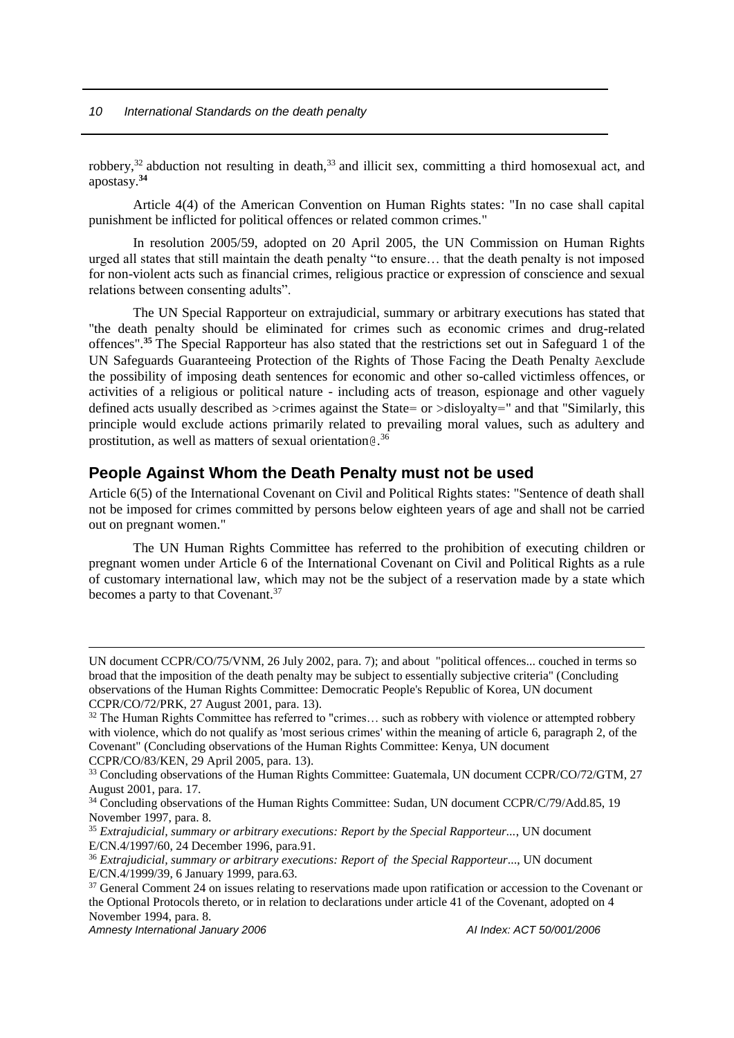robbery,[32] abduction not resulting in death,[33] and illicit sex, committing a third homosexual act, and apostasy.[34]

Article 4(4) of the American Convention on Human Rights states: "In no case shall capital punishment be inflicted for political offences or related common crimes."

In resolution 2005/59, adopted on 20 April 2005, the UN Commission on Human Rights urged all states that still maintain the death penalty "to ensure… that the death penalty is not imposed for non-violent acts such as financial crimes, religious practice or expression of conscience and sexual relations between consenting adults".

The UN Special Rapporteur on extrajudicial, summary or arbitrary executions has stated that "the death penalty should be eliminated for crimes such as economic crimes and drug-related offences".[35] The Special Rapporteur has also stated that the restrictions set out in Safeguard 1 of the UN Safeguards Guaranteeing Protection of the Rights of Those Facing the Death Penalty Aexclude the possibility of imposing death sentences for economic and other so-called victimless offences, or activities of a religious or political nature - including acts of treason, espionage and other vaguely defined acts usually described as >crimes against the State= or >disloyalty=" and that "Similarly, this principle would exclude actions primarily related to prevailing moral values, such as adultery and prostitution, as well as matters of sexual orientation@.[36]

## People Against Whom the Death Penalty must not be used

Article 6(5) of the International Covenant on Civil and Political Rights states: "Sentence of death shall not be imposed for crimes committed by persons below eighteen years of age and shall not be carried out on pregnant women."

The UN Human Rights Committee has referred to the prohibition of executing children or pregnant women under Article 6 of the International Covenant on Civil and Political Rights as a rule of customary international law, which may not be the subject of a reservation made by a state which becomes a party to that Covenant.[37]

---

UN document CCPR/CO/75/VNM, 26 July 2002, para. 7); and about "political offences... couched in terms so broad that the imposition of the death penalty may be subject to essentially subjective criteria" (Concluding observations of the Human Rights Committee: Democratic People's Republic of Korea, UN document CCPR/CO/72/PRK, 27 August 2001, para. 13).

[32] The Human Rights Committee has referred to "crimes… such as robbery with violence or attempted robbery with violence, which do not qualify as 'most serious crimes' within the meaning of article 6, paragraph 2, of the Covenant" (Concluding observations of the Human Rights Committee: Kenya, UN document CCPR/CO/83/KEN, 29 April 2005, para. 13).

[33] Concluding observations of the Human Rights Committee: Guatemala, UN document CCPR/CO/72/GTM, 27 August 2001, para. 17.

[34] Concluding observations of the Human Rights Committee: Sudan, UN document CCPR/C/79/Add.85, 19 November 1997, para. 8.

[35] *Extrajudicial, summary or arbitrary executions: Report by the Special Rapporteur...*, UN document E/CN.4/1997/60, 24 December 1996, para.91.

[36] *Extrajudicial, summary or arbitrary executions: Report of the Special Rapporteur...*, UN document E/CN.4/1999/39, 6 January 1999, para.63.

[37] General Comment 24 on issues relating to reservations made upon ratification or accession to the Covenant or the Optional Protocols thereto, or in relation to declarations under article 41 of the Covenant, adopted on 4 November 1994, para. 8.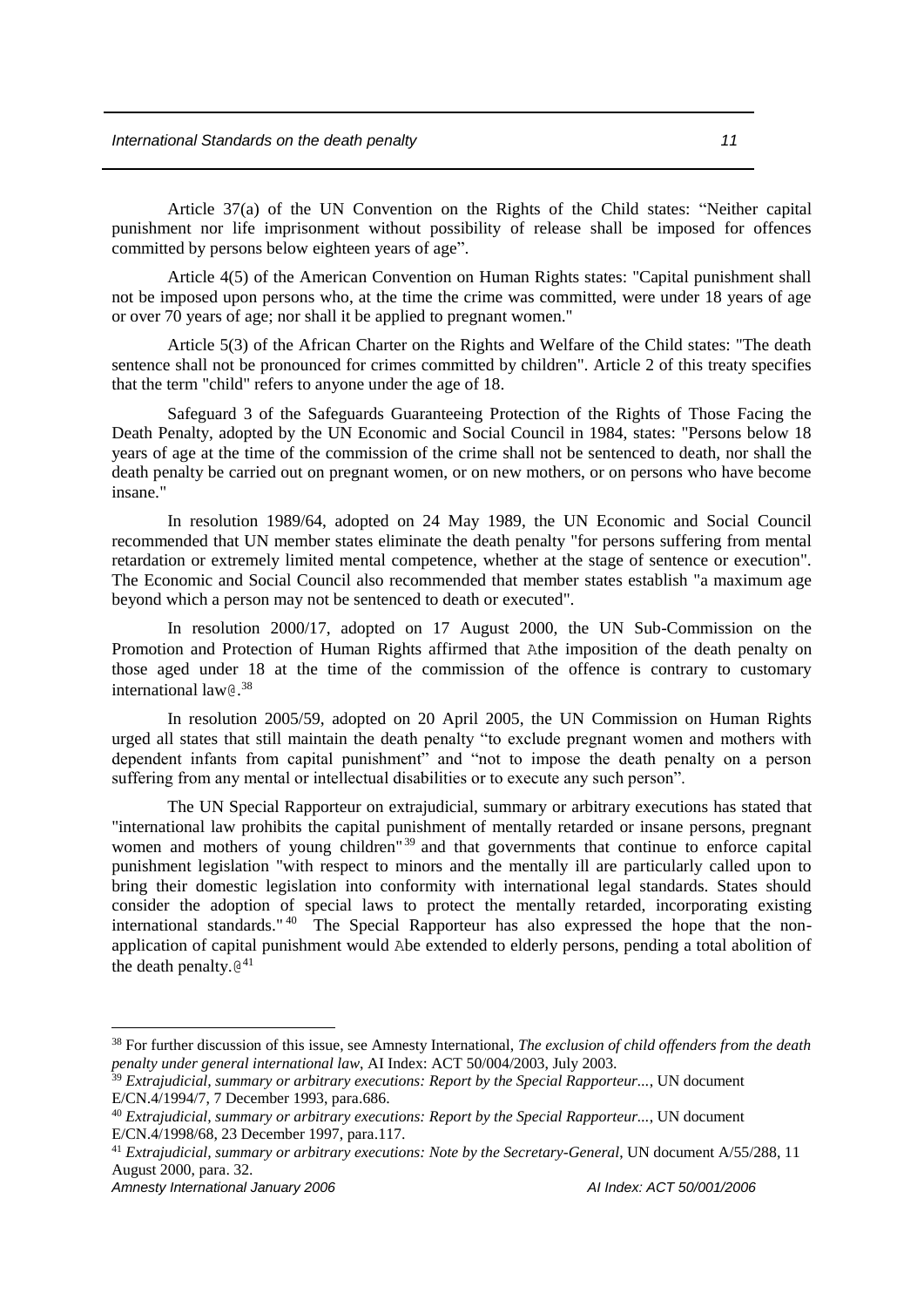Article 37(a) of the UN Convention on the Rights of the Child states: "Neither capital punishment nor life imprisonment without possibility of release shall be imposed for offences committed by persons below eighteen years of age".

Article 4(5) of the American Convention on Human Rights states: "Capital punishment shall not be imposed upon persons who, at the time the crime was committed, were under 18 years of age or over 70 years of age; nor shall it be applied to pregnant women."

Article 5(3) of the African Charter on the Rights and Welfare of the Child states: "The death sentence shall not be pronounced for crimes committed by children". Article 2 of this treaty specifies that the term "child" refers to anyone under the age of 18.

Safeguard 3 of the Safeguards Guaranteeing Protection of the Rights of Those Facing the Death Penalty, adopted by the UN Economic and Social Council in 1984, states: "Persons below 18 years of age at the time of the commission of the crime shall not be sentenced to death, nor shall the death penalty be carried out on pregnant women, or on new mothers, or on persons who have become insane."

In resolution 1989/64, adopted on 24 May 1989, the UN Economic and Social Council recommended that UN member states eliminate the death penalty "for persons suffering from mental retardation or extremely limited mental competence, whether at the stage of sentence or execution". The Economic and Social Council also recommended that member states establish "a maximum age beyond which a person may not be sentenced to death or executed".

In resolution 2000/17, adopted on 17 August 2000, the UN Sub-Commission on the Promotion and Protection of Human Rights affirmed that Athe imposition of the death penalty on those aged under 18 at the time of the commission of the offence is contrary to customary international law@.[38]

In resolution 2005/59, adopted on 20 April 2005, the UN Commission on Human Rights urged all states that still maintain the death penalty "to exclude pregnant women and mothers with dependent infants from capital punishment" and "not to impose the death penalty on a person suffering from any mental or intellectual disabilities or to execute any such person".

The UN Special Rapporteur on extrajudicial, summary or arbitrary executions has stated that "international law prohibits the capital punishment of mentally retarded or insane persons, pregnant women and mothers of young children"[39] and that governments that continue to enforce capital punishment legislation "with respect to minors and the mentally ill are particularly called upon to bring their domestic legislation into conformity with international legal standards. States should consider the adoption of special laws to protect the mentally retarded, incorporating existing international standards."[40] The Special Rapporteur has also expressed the hope that the non-application of capital punishment would Abe extended to elderly persons, pending a total abolition of the death penalty.@[41]

---

[38] For further discussion of this issue, see Amnesty International, *The exclusion of child offenders from the death penalty under general international law*, AI Index: ACT 50/004/2003, July 2003.

[39] *Extrajudicial, summary or arbitrary executions: Report by the Special Rapporteur...*, UN document E/CN.4/1994/7, 7 December 1993, para.686.

[40] *Extrajudicial, summary or arbitrary executions: Report by the Special Rapporteur...*, UN document E/CN.4/1998/68, 23 December 1997, para.117.

[41] *Extrajudicial, summary or arbitrary executions: Note by the Secretary-General*, UN document A/55/288, 11 August 2000, para. 32.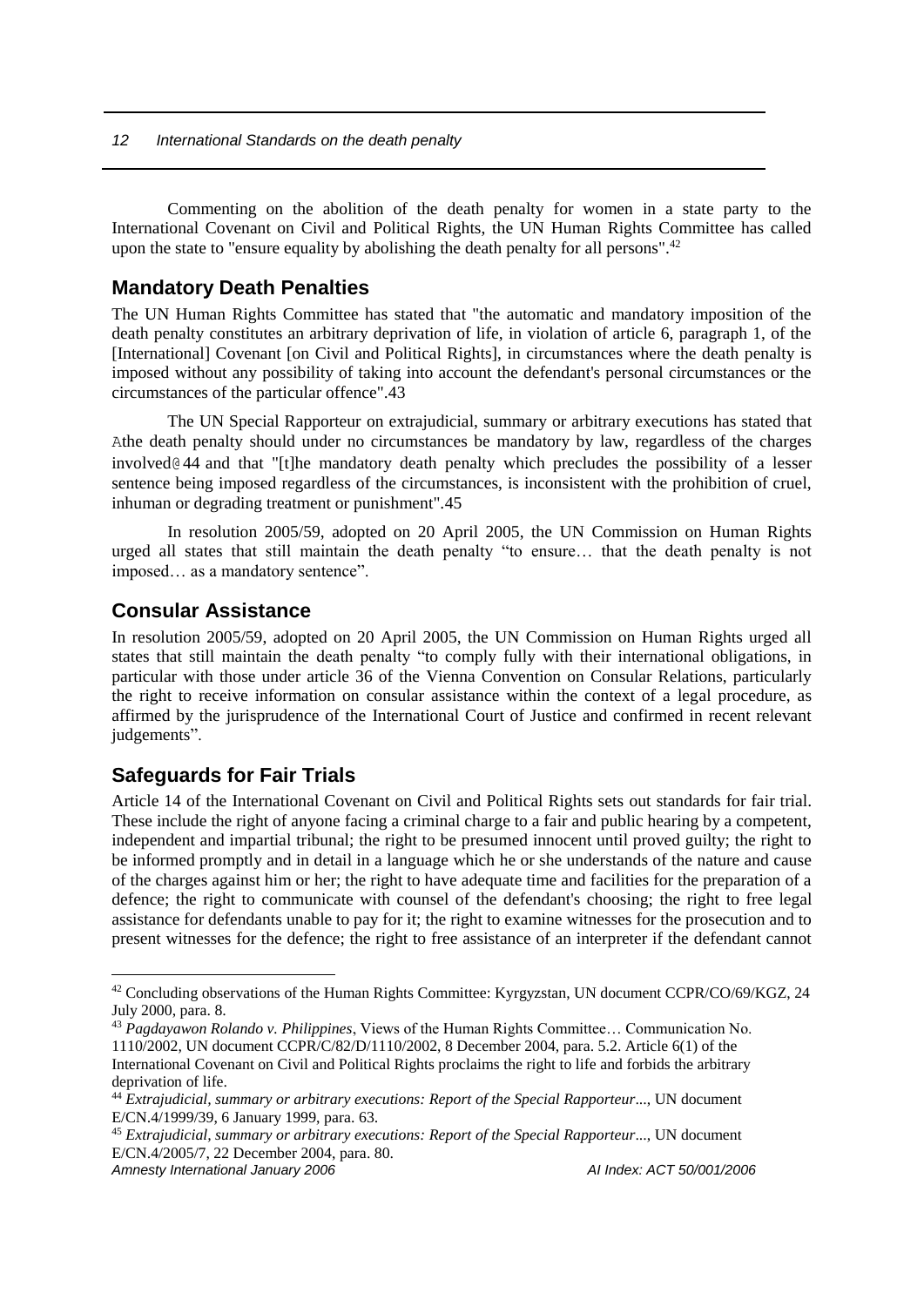Commenting on the abolition of the death penalty for women in a state party to the International Covenant on Civil and Political Rights, the UN Human Rights Committee has called upon the state to "ensure equality by abolishing the death penalty for all persons".[42]

## Mandatory Death Penalties

The UN Human Rights Committee has stated that "the automatic and mandatory imposition of the death penalty constitutes an arbitrary deprivation of life, in violation of article 6, paragraph 1, of the [International] Covenant [on Civil and Political Rights], in circumstances where the death penalty is imposed without any possibility of taking into account the defendant's personal circumstances or the circumstances of the particular offence".43

The UN Special Rapporteur on extrajudicial, summary or arbitrary executions has stated that Athe death penalty should under no circumstances be mandatory by law, regardless of the charges involved@44 and that "[t]he mandatory death penalty which precludes the possibility of a lesser sentence being imposed regardless of the circumstances, is inconsistent with the prohibition of cruel, inhuman or degrading treatment or punishment".45

In resolution 2005/59, adopted on 20 April 2005, the UN Commission on Human Rights urged all states that still maintain the death penalty "to ensure… that the death penalty is not imposed… as a mandatory sentence".

## Consular Assistance

In resolution 2005/59, adopted on 20 April 2005, the UN Commission on Human Rights urged all states that still maintain the death penalty "to comply fully with their international obligations, in particular with those under article 36 of the Vienna Convention on Consular Relations, particularly the right to receive information on consular assistance within the context of a legal procedure, as affirmed by the jurisprudence of the International Court of Justice and confirmed in recent relevant judgements".

## Safeguards for Fair Trials

Article 14 of the International Covenant on Civil and Political Rights sets out standards for fair trial. These include the right of anyone facing a criminal charge to a fair and public hearing by a competent, independent and impartial tribunal; the right to be presumed innocent until proved guilty; the right to be informed promptly and in detail in a language which he or she understands of the nature and cause of the charges against him or her; the right to have adequate time and facilities for the preparation of a defence; the right to communicate with counsel of the defendant's choosing; the right to free legal assistance for defendants unable to pay for it; the right to examine witnesses for the prosecution and to present witnesses for the defence; the right to free assistance of an interpreter if the defendant cannot

---

[42] Concluding observations of the Human Rights Committee: Kyrgyzstan, UN document CCPR/CO/69/KGZ, 24 July 2000, para. 8.

[43] *Pagdayawon Rolando v. Philippines*, Views of the Human Rights Committee… Communication No. 1110/2002, UN document CCPR/C/82/D/1110/2002, 8 December 2004, para. 5.2. Article 6(1) of the International Covenant on Civil and Political Rights proclaims the right to life and forbids the arbitrary deprivation of life.

[44] *Extrajudicial, summary or arbitrary executions: Report of the Special Rapporteur...*, UN document E/CN.4/1999/39, 6 January 1999, para. 63.

[45] *Extrajudicial, summary or arbitrary executions: Report of the Special Rapporteur...*, UN document E/CN.4/2005/7, 22 December 2004, para. 80.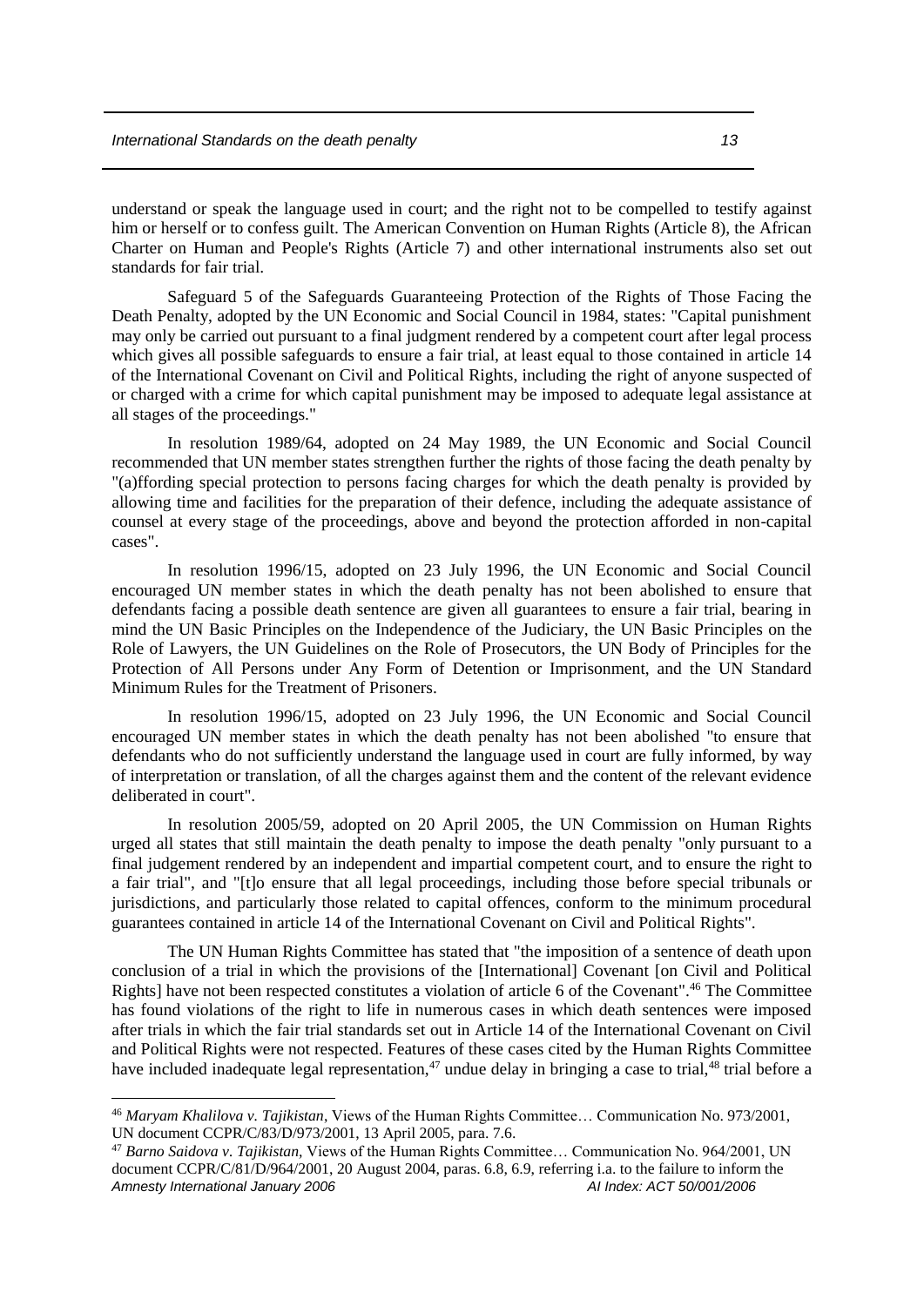understand or speak the language used in court; and the right not to be compelled to testify against him or herself or to confess guilt. The American Convention on Human Rights (Article 8), the African Charter on Human and People's Rights (Article 7) and other international instruments also set out standards for fair trial.

Safeguard 5 of the Safeguards Guaranteeing Protection of the Rights of Those Facing the Death Penalty, adopted by the UN Economic and Social Council in 1984, states: "Capital punishment may only be carried out pursuant to a final judgment rendered by a competent court after legal process which gives all possible safeguards to ensure a fair trial, at least equal to those contained in article 14 of the International Covenant on Civil and Political Rights, including the right of anyone suspected of or charged with a crime for which capital punishment may be imposed to adequate legal assistance at all stages of the proceedings."

In resolution 1989/64, adopted on 24 May 1989, the UN Economic and Social Council recommended that UN member states strengthen further the rights of those facing the death penalty by "(a)fford­ing special protection to persons facing charges for which the death penalty is provided by allowing time and facilities for the preparation of their defence, including the adequate assistance of counsel at every stage of the proceedings, above and beyond the protection afforded in non-capital cases".

In resolution 1996/15, adopted on 23 July 1996, the UN Economic and Social Council encouraged UN member states in which the death penalty has not been abolished to ensure that defendants facing a possible death sentence are given all guarantees to ensure a fair trial, bearing in mind the UN Basic Principles on the Independence of the Judiciary, the UN Basic Principles on the Role of Lawyers, the UN Guidelines on the Role of Prosecutors, the UN Body of Principles for the Protection of All Persons under Any Form of Detention or Imprisonment, and the UN Standard Minimum Rules for the Treatment of Prisoners.

In resolution 1996/15, adopted on 23 July 1996, the UN Economic and Social Council encouraged UN member states in which the death penalty has not been abolished "to ensure that defendants who do not sufficiently understand the language used in court are fully informed, by way of interpretation or translation, of all the charges against them and the content of the relevant evidence deliberated in court".

In resolution 2005/59, adopted on 20 April 2005, the UN Commission on Human Rights urged all states that still maintain the death penalty to impose the death penalty "only pursuant to a final judgement rendered by an independent and impartial competent court, and to ensure the right to a fair trial", and "[t]o ensure that all legal proceedings, including those before special tribunals or jurisdictions, and particularly those related to capital offences, conform to the minimum procedural guarantees contained in article 14 of the International Covenant on Civil and Political Rights".

The UN Human Rights Committee has stated that "the imposition of a sentence of death upon conclusion of a trial in which the provisions of the [International] Covenant [on Civil and Political Rights] have not been respected constitutes a violation of article 6 of the Covenant".[46] The Committee has found violations of the right to life in numerous cases in which death sentences were imposed after trials in which the fair trial standards set out in Article 14 of the International Covenant on Civil and Political Rights were not respected. Features of these cases cited by the Human Rights Committee have included inadequate legal representation,[47] undue delay in bringing a case to trial,[48] trial before a

---

[46] *Maryam Khalilova v. Tajikistan*, Views of the Human Rights Committee… Communication No. 973/2001, UN document CCPR/C/83/D/973/2001, 13 April 2005, para. 7.6.

[47] *Barno Saidova v. Tajikistan*, Views of the Human Rights Committee… Communication No. 964/2001, UN document CCPR/C/81/D/964/2001, 20 August 2004, paras. 6.8, 6.9, referring i.a. to the failure to inform the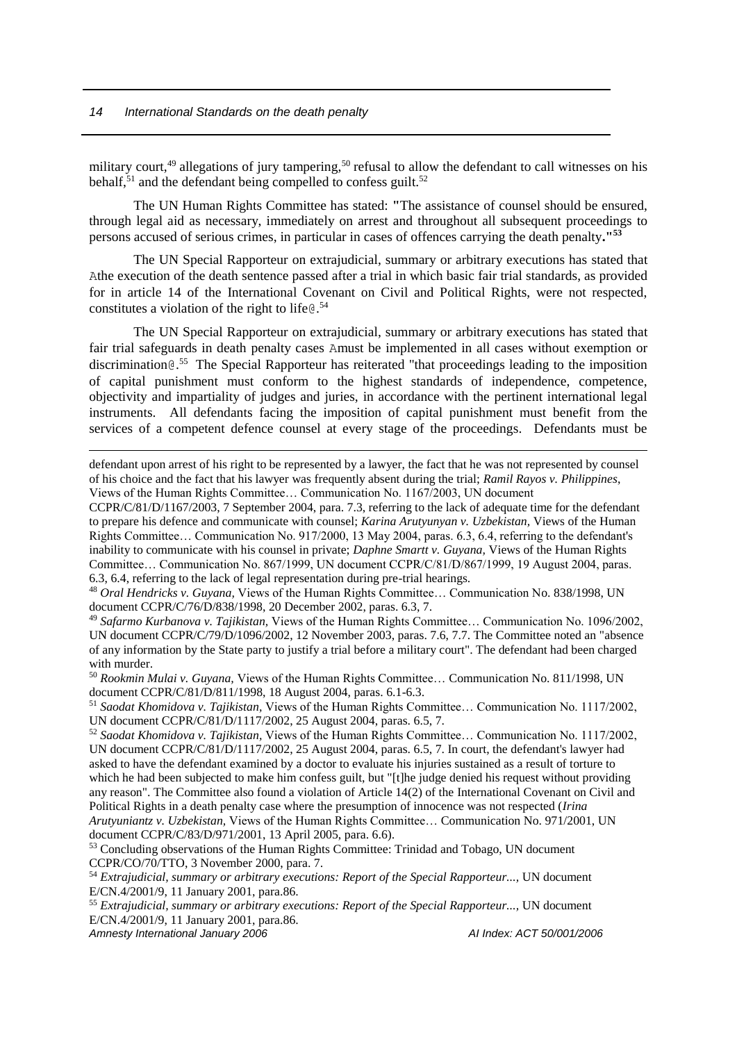military court,[49] allegations of jury tampering,[50] refusal to allow the defendant to call witnesses on his behalf,[51] and the defendant being compelled to confess guilt.[52]

The UN Human Rights Committee has stated: "The assistance of counsel should be ensured, through legal aid as necessary, immediately on arrest and throughout all subsequent proceedings to persons accused of serious crimes, in particular in cases of offences carrying the death penalty."[53]

The UN Special Rapporteur on extrajudicial, summary or arbitrary executions has stated that Athe execution of the death sentence passed after a trial in which basic fair trial standards, as provided for in article 14 of the International Covenant on Civil and Political Rights, were not respected, constitutes a violation of the right to life@.[54]

The UN Special Rapporteur on extrajudicial, summary or arbitrary executions has stated that fair trial safeguards in death penalty cases Amust be implemented in all cases without exemption or discrimination@.[55] The Special Rapporteur has reiterated "that proceedings leading to the imposition of capital punishment must conform to the highest standards of independence, competence, objectivity and impartiality of judges and juries, in accordance with the pertinent international legal instruments. All defendants facing the imposition of capital punishment must benefit from the services of a competent defence counsel at every stage of the proceedings. Defendants must be

---

defendant upon arrest of his right to be represented by a lawyer, the fact that he was not represented by counsel of his choice and the fact that his lawyer was frequently absent during the trial; *Ramil Rayos v. Philippines*, Views of the Human Rights Committee… Communication No. 1167/2003, UN document CCPR/C/81/D/1167/2003, 7 September 2004, para. 7.3, referring to the lack of adequate time for the defendant to prepare his defence and communicate with counsel; *Karina Arutyunyan v. Uzbekistan*, Views of the Human Rights Committee… Communication No. 917/2000, 13 May 2004, paras. 6.3, 6.4, referring to the defendant's inability to communicate with his counsel in private; *Daphne Smartt v. Guyana*, Views of the Human Rights Committee… Communication No. 867/1999, UN document CCPR/C/81/D/867/1999, 19 August 2004, paras. 6.3, 6.4, referring to the lack of legal representation during pre-trial hearings.

[48] *Oral Hendricks v. Guyana*, Views of the Human Rights Committee… Communication No. 838/1998, UN document CCPR/C/76/D/838/1998, 20 December 2002, paras. 6.3, 7.

[49] *Safarmo Kurbanova v. Tajikistan*, Views of the Human Rights Committee… Communication No. 1096/2002, UN document CCPR/C/79/D/1096/2002, 12 November 2003, paras. 7.6, 7.7. The Committee noted an "absence of any information by the State party to justify a trial before a military court". The defendant had been charged with murder.

[50] *Rookmin Mulai v. Guyana*, Views of the Human Rights Committee… Communication No. 811/1998, UN document CCPR/C/81/D/811/1998, 18 August 2004, paras. 6.1-6.3.

[51] *Saodat Khomidova v. Tajikistan*, Views of the Human Rights Committee… Communication No. 1117/2002, UN document CCPR/C/81/D/1117/2002, 25 August 2004, paras. 6.5, 7.

[52] *Saodat Khomidova v. Tajikistan*, Views of the Human Rights Committee… Communication No. 1117/2002, UN document CCPR/C/81/D/1117/2002, 25 August 2004, paras. 6.5, 7. In court, the defendant's lawyer had asked to have the defendant examined by a doctor to evaluate his injuries sustained as a result of torture to which he had been subjected to make him confess guilt, but "[t]he judge denied his request without providing any reason". The Committee also found a violation of Article 14(2) of the International Covenant on Civil and Political Rights in a death penalty case where the presumption of innocence was not respected (*Irina Arutyuniantz v. Uzbekistan*, Views of the Human Rights Committee… Communication No. 971/2001, UN document CCPR/C/83/D/971/2001, 13 April 2005, para. 6.6).

[53] Concluding observations of the Human Rights Committee: Trinidad and Tobago, UN document CCPR/CO/70/TTO, 3 November 2000, para. 7.

[54] *Extrajudicial, summary or arbitrary executions: Report of the Special Rapporteur...*, UN document E/CN.4/2001/9, 11 January 2001, para.86.

[55] *Extrajudicial, summary or arbitrary executions: Report of the Special Rapporteur...*, UN document E/CN.4/2001/9, 11 January 2001, para.86.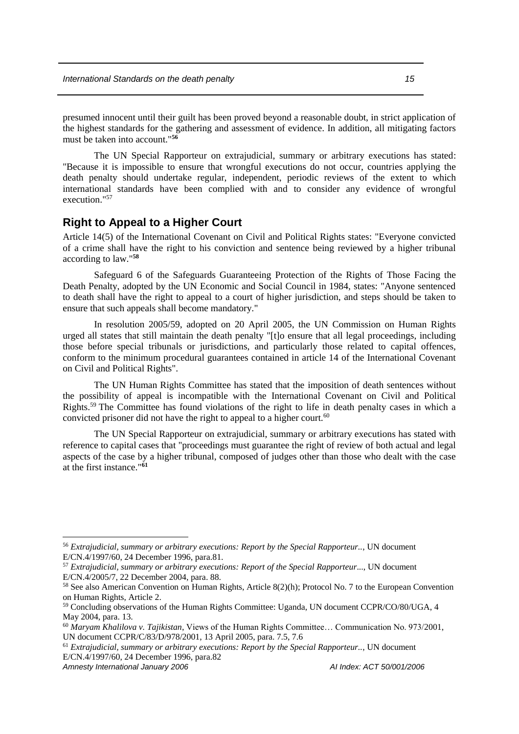presumed innocent until their guilt has been proved beyond a reasonable doubt, in strict application of the highest standards for the gathering and assessment of evidence. In addition, all mitigating factors must be taken into account."[56]

The UN Special Rapporteur on extrajudicial, summary or arbitrary executions has stated: "Because it is impossible to ensure that wrongful executions do not occur, countries applying the death penalty should undertake regular, independent, periodic reviews of the extent to which international standards have been complied with and to consider any evidence of wrongful execution."[57]

## Right to Appeal to a Higher Court

Article 14(5) of the International Covenant on Civil and Political Rights states: "Everyone convicted of a crime shall have the right to his conviction and sentence being reviewed by a higher tribunal according to law."[58]

Safeguard 6 of the Safeguards Guaranteeing Protection of the Rights of Those Facing the Death Penalty, adopted by the UN Economic and Social Council in 1984, states: "Anyone sentenced to death shall have the right to appeal to a court of higher jurisdiction, and steps should be taken to ensure that such appeals shall become mandatory."

In resolution 2005/59, adopted on 20 April 2005, the UN Commission on Human Rights urged all states that still maintain the death penalty "[t]o ensure that all legal proceedings, including those before special tribunals or jurisdictions, and particularly those related to capital offences, conform to the minimum procedural guarantees contained in article 14 of the International Covenant on Civil and Political Rights".

The UN Human Rights Committee has stated that the imposition of death sentences without the possibility of appeal is incompatible with the International Covenant on Civil and Political Rights.[59] The Committee has found violations of the right to life in death penalty cases in which a convicted prisoner did not have the right to appeal to a higher court.[60]

The UN Special Rapporteur on extrajudicial, summary or arbitrary executions has stated with reference to capital cases that "proceedings must guarantee the right of review of both actual and legal aspects of the case by a higher tribunal, composed of judges other than those who dealt with the case at the first instance."[61]

---

[56] *Extrajudicial, summary or arbitrary executions: Report by the Special Rapporteur..*, UN document E/CN.4/1997/60, 24 December 1996, para.81.

[57] *Extrajudicial, summary or arbitrary executions: Report of the Special Rapporteur...*, UN document E/CN.4/2005/7, 22 December 2004, para. 88.

[58] See also American Convention on Human Rights, Article 8(2)(h); Protocol No. 7 to the European Convention on Human Rights, Article 2.

[59] Concluding observations of the Human Rights Committee: Uganda, UN document CCPR/CO/80/UGA, 4 May 2004, para. 13.

[60] *Maryam Khalilova v. Tajikistan*, Views of the Human Rights Committee… Communication No. 973/2001, UN document CCPR/C/83/D/978/2001, 13 April 2005, para. 7.5, 7.6

[61] *Extrajudicial, summary or arbitrary executions: Report by the Special Rapporteur..*, UN document E/CN.4/1997/60, 24 December 1996, para.82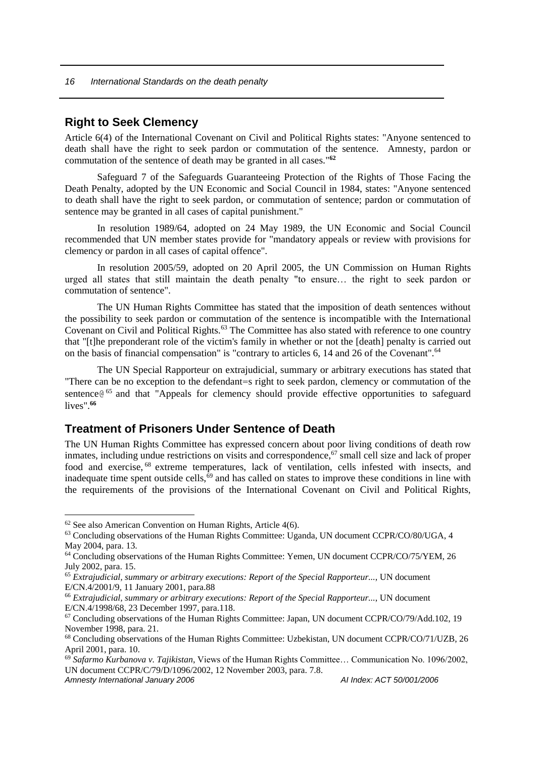## Right to Seek Clemency

Article 6(4) of the International Covenant on Civil and Political Rights states: "Anyone sentenced to death shall have the right to seek pardon or commutation of the sentence. Amnesty, pardon or commutation of the sentence of death may be granted in all cases."[62]

Safeguard 7 of the Safeguards Guaranteeing Protection of the Rights of Those Facing the Death Penalty, adopted by the UN Economic and Social Council in 1984, states: "Anyone sentenced to death shall have the right to seek pardon, or commutation of sentence; pardon or commutation of sentence may be granted in all cases of capital punishment."

In resolution 1989/64, adopted on 24 May 1989, the UN Economic and Social Council recommended that UN member states provide for "mandatory appeals or review with provisions for clemency or pardon in all cases of capital offence".

In resolution 2005/59, adopted on 20 April 2005, the UN Commission on Human Rights urged all states that still maintain the death penalty "to ensure… the right to seek pardon or commutation of sentence".

The UN Human Rights Committee has stated that the imposition of death sentences without the possibility to seek pardon or commutation of the sentence is incompatible with the International Covenant on Civil and Political Rights.[63] The Committee has also stated with reference to one country that "[t]he preponderant role of the victim's family in whether or not the [death] penalty is carried out on the basis of financial compensation" is "contrary to articles 6, 14 and 26 of the Covenant".[64]

The UN Special Rapporteur on extrajudicial, summary or arbitrary executions has stated that "There can be no exception to the defendant=s right to seek pardon, clemency or commutation of the sentence@[65] and that "Appeals for clemency should provide effective opportunities to safeguard lives".[66]

## Treatment of Prisoners Under Sentence of Death

The UN Human Rights Committee has expressed concern about poor living conditions of death row inmates, including undue restrictions on visits and correspondence,[67] small cell size and lack of proper food and exercise,[68] extreme temperatures, lack of ventilation, cells infested with insects, and inadequate time spent outside cells,[69] and has called on states to improve these conditions in line with the requirements of the provisions of the International Covenant on Civil and Political Rights,

---

[62] See also American Convention on Human Rights, Article 4(6).

[63] Concluding observations of the Human Rights Committee: Uganda, UN document CCPR/CO/80/UGA, 4 May 2004, para. 13.

[64] Concluding observations of the Human Rights Committee: Yemen, UN document CCPR/CO/75/YEM, 26 July 2002, para. 15.

[65] *Extrajudicial, summary or arbitrary executions: Report of the Special Rapporteur...*, UN document E/CN.4/2001/9, 11 January 2001, para.88

[66] *Extrajudicial, summary or arbitrary executions: Report of the Special Rapporteur...*, UN document E/CN.4/1998/68, 23 December 1997, para.118.

[67] Concluding observations of the Human Rights Committee: Japan, UN document CCPR/CO/79/Add.102, 19 November 1998, para. 21.

[68] Concluding observations of the Human Rights Committee: Uzbekistan, UN document CCPR/CO/71/UZB, 26 April 2001, para. 10.

[69] *Safarmo Kurbanova v. Tajikistan*, Views of the Human Rights Committee… Communication No. 1096/2002, UN document CCPR/C/79/D/1096/2002, 12 November 2003, para. 7.8.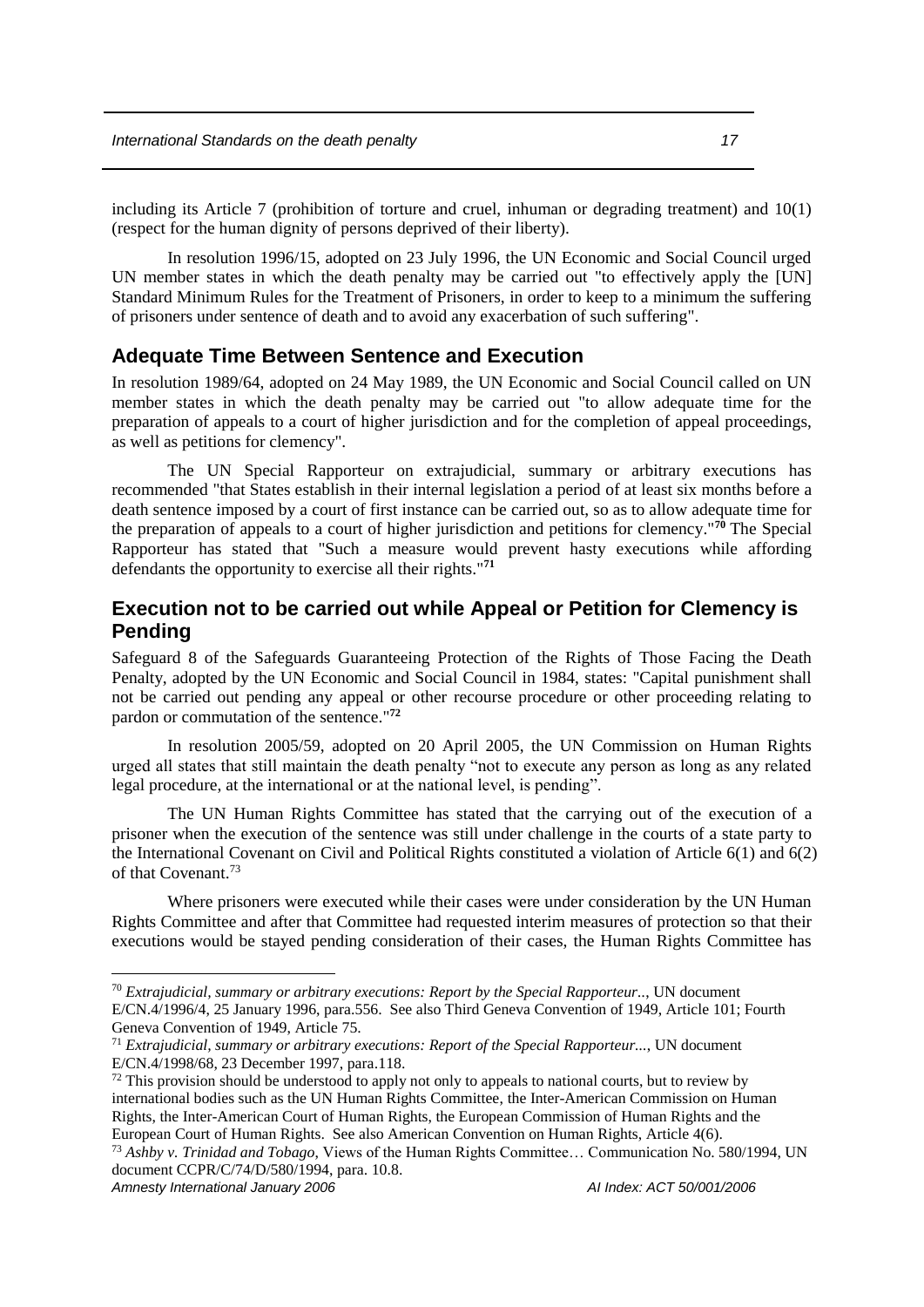including its Article 7 (prohibition of torture and cruel, inhuman or degrading treatment) and 10(1) (respect for the human dignity of persons deprived of their liberty).

In resolution 1996/15, adopted on 23 July 1996, the UN Economic and Social Council urged UN member states in which the death penalty may be carried out "to effectively apply the [UN] Standard Minimum Rules for the Treatment of Prisoners, in order to keep to a minimum the suffering of prisoners under sentence of death and to avoid any exacerbation of such suffering".

## Adequate Time Between Sentence and Execution

In resolution 1989/64, adopted on 24 May 1989, the UN Economic and Social Council called on UN member states in which the death penalty may be carried out "to allow adequate time for the preparation of appeals to a court of higher jurisdiction and for the completion of appeal proceedings, as well as petitions for clemency".

The UN Special Rapporteur on extrajudicial, summary or arbitrary executions has recommended "that States establish in their internal legislation a period of at least six months before a death sentence imposed by a court of first instance can be carried out, so as to allow adequate time for the preparation of appeals to a court of higher jurisdiction and petitions for clemency."[70] The Special Rapporteur has stated that "Such a measure would prevent hasty executions while affording defendants the opportunity to exercise all their rights."[71]

## Execution not to be carried out while Appeal or Petition for Clemency is Pending

Safeguard 8 of the Safeguards Guaranteeing Protection of the Rights of Those Facing the Death Penalty, adopted by the UN Economic and Social Council in 1984, states: "Capital punishment shall not be carried out pending any appeal or other recourse procedure or other proceeding relating to pardon or commutation of the sentence."[72]

In resolution 2005/59, adopted on 20 April 2005, the UN Commission on Human Rights urged all states that still maintain the death penalty "not to execute any person as long as any related legal procedure, at the international or at the national level, is pending".

The UN Human Rights Committee has stated that the carrying out of the execution of a prisoner when the execution of the sentence was still under challenge in the courts of a state party to the International Covenant on Civil and Political Rights constituted a violation of Article 6(1) and 6(2) of that Covenant.[73]

Where prisoners were executed while their cases were under consideration by the UN Human Rights Committee and after that Committee had requested interim measures of protection so that their executions would be stayed pending consideration of their cases, the Human Rights Committee has

---

[70] *Extrajudicial, summary or arbitrary executions: Report by the Special Rapporteur..*, UN document E/CN.4/1996/4, 25 January 1996, para.556. See also Third Geneva Convention of 1949, Article 101; Fourth Geneva Convention of 1949, Article 75.

[71] *Extrajudicial, summary or arbitrary executions: Report of the Special Rapporteur...*, UN document E/CN.4/1998/68, 23 December 1997, para.118.

[72] This provision should be understood to apply not only to appeals to national courts, but to review by international bodies such as the UN Human Rights Committee, the Inter-American Commission on Human Rights, the Inter-American Court of Human Rights, the European Commission of Human Rights and the European Court of Human Rights. See also American Convention on Human Rights, Article 4(6).

[73] *Ashby v. Trinidad and Tobago*, Views of the Human Rights Committee… Communication No. 580/1994, UN document CCPR/C/74/D/580/1994, para. 10.8.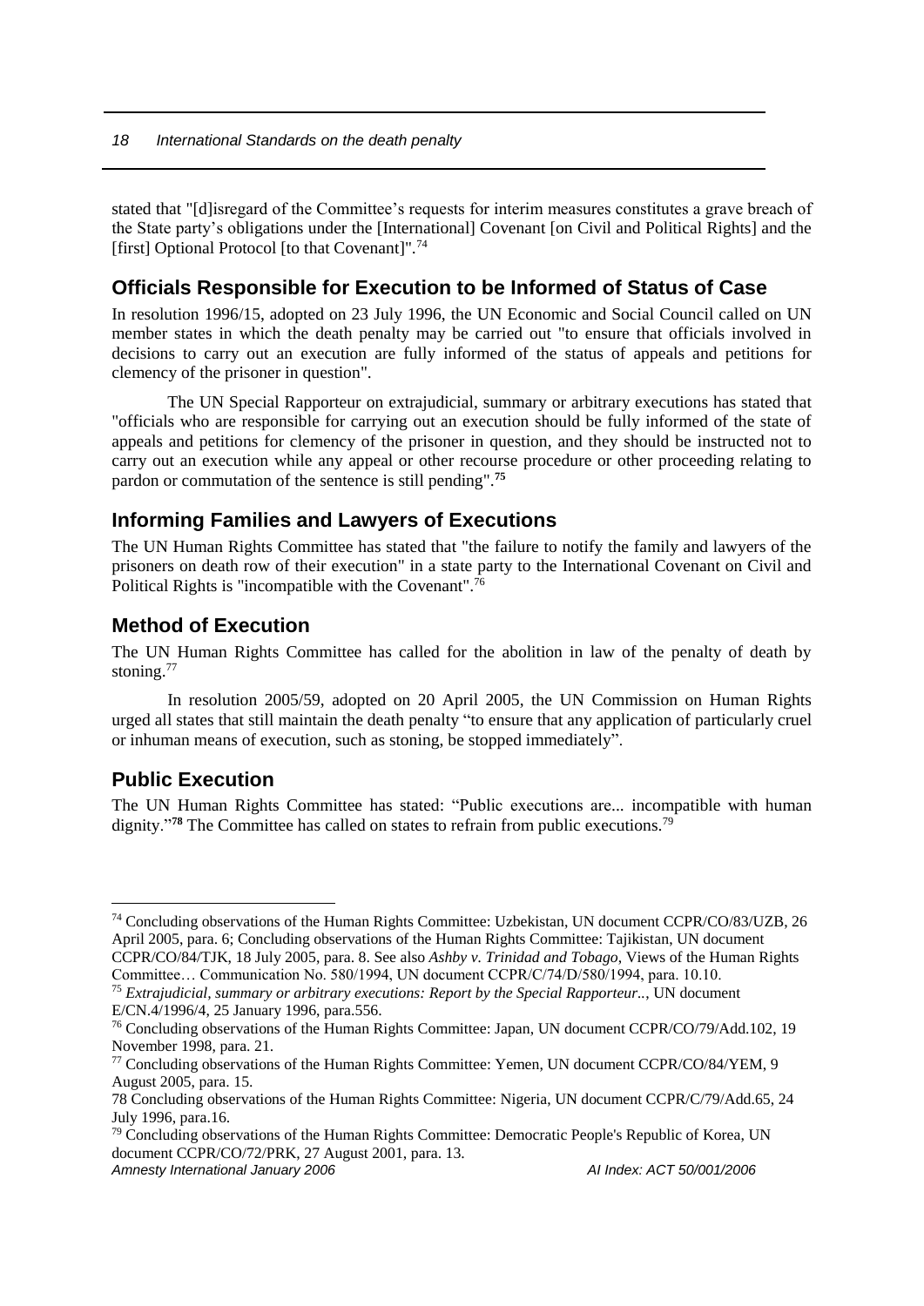stated that "[d]isregard of the Committee's requests for interim measures constitutes a grave breach of the State party's obligations under the [International] Covenant [on Civil and Political Rights] and the [first] Optional Protocol [to that Covenant]".[74]

## Officials Responsible for Execution to be Informed of Status of Case

In resolution 1996/15, adopted on 23 July 1996, the UN Economic and Social Council called on UN member states in which the death penalty may be carried out "to ensure that officials involved in decisions to carry out an execution are fully informed of the status of appeals and petitions for clemency of the prisoner in question".

The UN Special Rapporteur on extrajudicial, summary or arbitrary executions has stated that "officials who are responsible for carrying out an execution should be fully informed of the state of appeals and petitions for clemency of the prisoner in question, and they should be instructed not to carry out an execution while any appeal or other recourse procedure or other proceeding relating to pardon or commutation of the sentence is still pending".[75]

## Informing Families and Lawyers of Executions

The UN Human Rights Committee has stated that "the failure to notify the family and lawyers of the prisoners on death row of their execution" in a state party to the International Covenant on Civil and Political Rights is "incompatible with the Covenant".[76]

## Method of Execution

The UN Human Rights Committee has called for the abolition in law of the penalty of death by stoning.[77]

In resolution 2005/59, adopted on 20 April 2005, the UN Commission on Human Rights urged all states that still maintain the death penalty "to ensure that any application of particularly cruel or inhuman means of execution, such as stoning, be stopped immediately".

## Public Execution

The UN Human Rights Committee has stated: "Public executions are... incompatible with human dignity."[78] The Committee has called on states to refrain from public executions.[79]

---

[74] Concluding observations of the Human Rights Committee: Uzbekistan, UN document CCPR/CO/83/UZB, 26 April 2005, para. 6; Concluding observations of the Human Rights Committee: Tajikistan, UN document CCPR/CO/84/TJK, 18 July 2005, para. 8. See also *Ashby v. Trinidad and Tobago*, Views of the Human Rights Committee… Communication No. 580/1994, UN document CCPR/C/74/D/580/1994, para. 10.10.

[75] *Extrajudicial, summary or arbitrary executions: Report by the Special Rapporteur..*, UN document E/CN.4/1996/4, 25 January 1996, para.556.

[76] Concluding observations of the Human Rights Committee: Japan, UN document CCPR/CO/79/Add.102, 19 November 1998, para. 21.

[77] Concluding observations of the Human Rights Committee: Yemen, UN document CCPR/CO/84/YEM, 9 August 2005, para. 15.

[78] Concluding observations of the Human Rights Committee: Nigeria, UN document CCPR/C/79/Add.65, 24 July 1996, para.16.

[79] Concluding observations of the Human Rights Committee: Democratic People's Republic of Korea, UN document CCPR/CO/72/PRK, 27 August 2001, para. 13.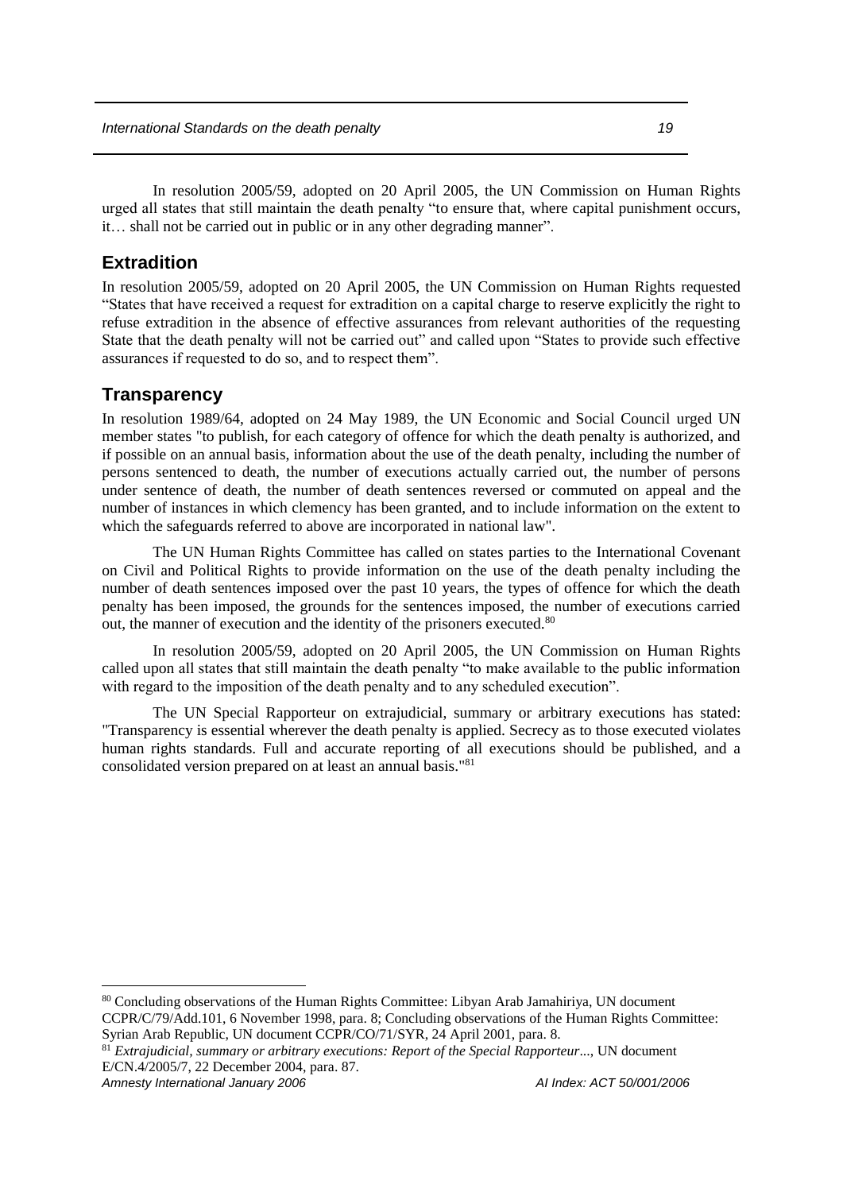In resolution 2005/59, adopted on 20 April 2005, the UN Commission on Human Rights urged all states that still maintain the death penalty "to ensure that, where capital punishment occurs, it… shall not be carried out in public or in any other degrading manner".

## Extradition

In resolution 2005/59, adopted on 20 April 2005, the UN Commission on Human Rights requested "States that have received a request for extradition on a capital charge to reserve explicitly the right to refuse extradition in the absence of effective assurances from relevant authorities of the requesting State that the death penalty will not be carried out" and called upon "States to provide such effective assurances if requested to do so, and to respect them".

## Transparency

In resolution 1989/64, adopted on 24 May 1989, the UN Economic and Social Council urged UN member states "to publish, for each category of offence for which the death penalty is authorized, and if possible on an annual basis, information about the use of the death penalty, including the number of persons sentenced to death, the number of executions actually carried out, the number of persons under sentence of death, the number of death sentences reversed or commuted on appeal and the number of instances in which clemency has been granted, and to include information on the extent to which the safeguards referred to above are incorporated in national law".

The UN Human Rights Committee has called on states parties to the International Covenant on Civil and Political Rights to provide information on the use of the death penalty including the number of death sentences imposed over the past 10 years, the types of offence for which the death penalty has been imposed, the grounds for the sentences imposed, the number of executions carried out, the manner of execution and the identity of the prisoners executed.[80]

In resolution 2005/59, adopted on 20 April 2005, the UN Commission on Human Rights called upon all states that still maintain the death penalty "to make available to the public information with regard to the imposition of the death penalty and to any scheduled execution".

The UN Special Rapporteur on extrajudicial, summary or arbitrary executions has stated: "Transparency is essential wherever the death penalty is applied. Secrecy as to those executed violates human rights standards. Full and accurate reporting of all executions should be published, and a consolidated version prepared on at least an annual basis."[81]

---

[80] Concluding observations of the Human Rights Committee: Libyan Arab Jamahiriya, UN document CCPR/C/79/Add.101, 6 November 1998, para. 8; Concluding observations of the Human Rights Committee: Syrian Arab Republic, UN document CCPR/CO/71/SYR, 24 April 2001, para. 8.

[81] *Extrajudicial, summary or arbitrary executions: Report of the Special Rapporteur*..., UN document E/CN.4/2005/7, 22 December 2004, para. 87.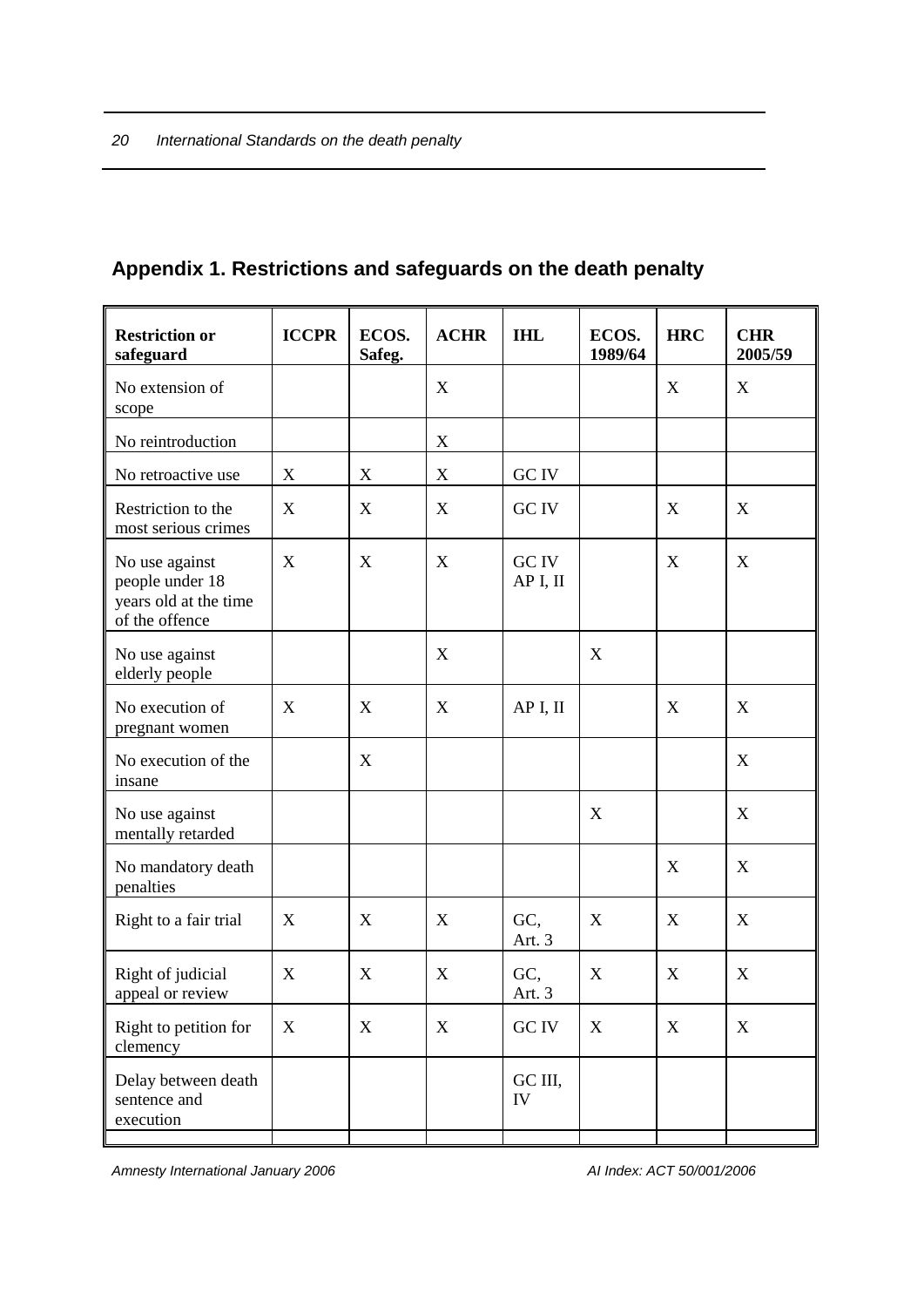## Appendix 1. Restrictions and safeguards on the death penalty

| Restriction or safeguard | ICCPR | ECOS. Safeg. | ACHR | IHL | ECOS. 1989/64 | HRC | CHR 2005/59 |
|---|---|---|---|---|---|---|---|
| No extension of scope | | | X | | | X | X |
| No reintroduction | | | X | | | | |
| No retroactive use | X | X | X | GC IV | | | |
| Restriction to the most serious crimes | X | X | X | GC IV | | X | X |
| No use against people under 18 years old at the time of the offence | X | X | X | GC IV AP I, II | | X | X |
| No use against elderly people | | | X | | X | | |
| No execution of pregnant women | X | X | X | AP I, II | | X | X |
| No execution of the insane | | X | | | | | X |
| No use against mentally retarded | | | | | X | | X |
| No mandatory death penalties | | | | | | X | X |
| Right to a fair trial | X | X | X | GC, Art. 3 | X | X | X |
| Right of judicial appeal or review | X | X | X | GC, Art. 3 | X | X | X |
| Right to petition for clemency | X | X | X | GC IV | X | X | X |
| Delay between death sentence and execution | | | | GC III, IV | | | |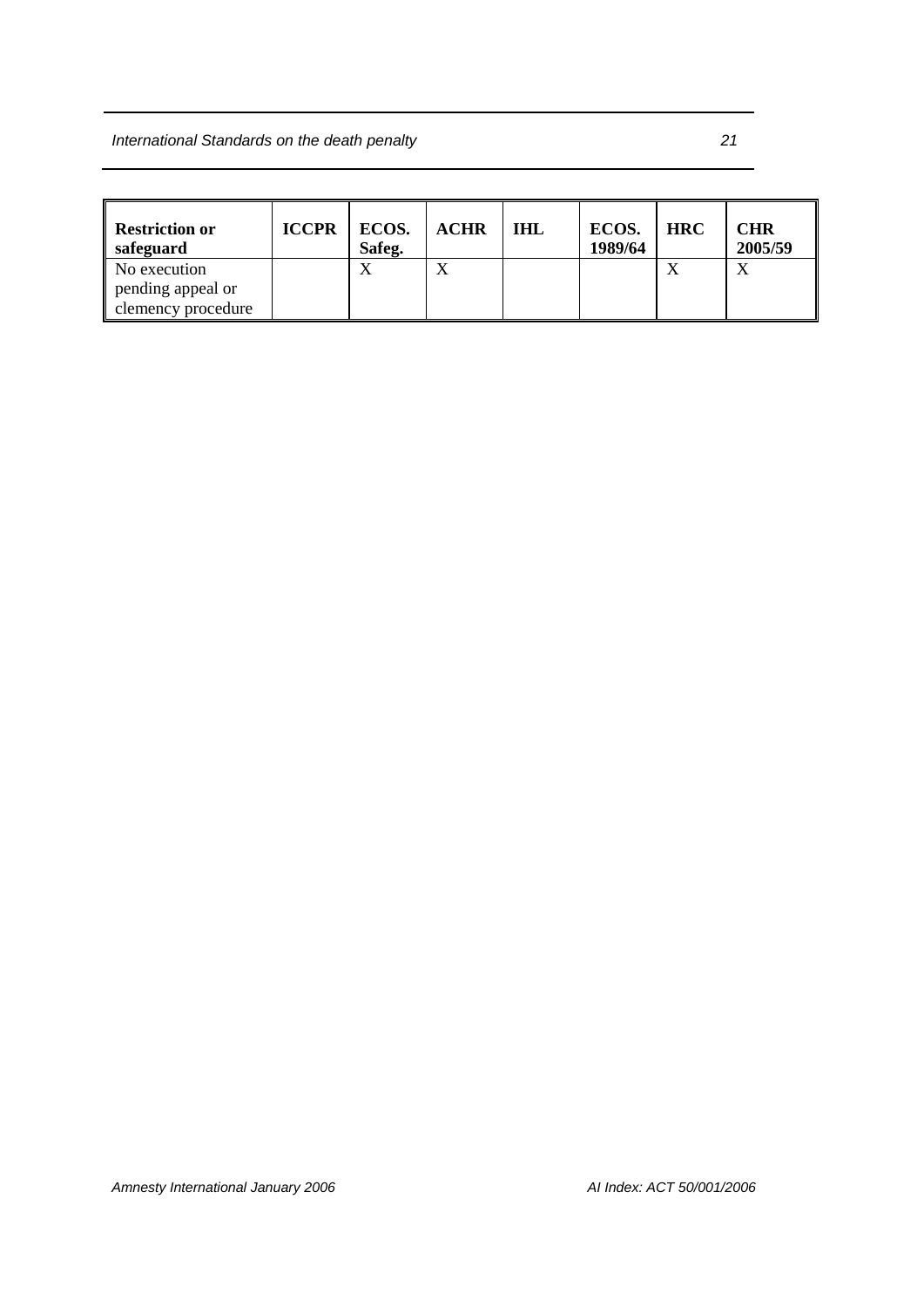| Restriction or safeguard | ICCPR | ECOS. Safeg. | ACHR | IHL | ECOS. 1989/64 | HRC | CHR 2005/59 |
|---|---|---|---|---|---|---|---|
| No execution pending appeal or clemency procedure | | X | X | | | X | X |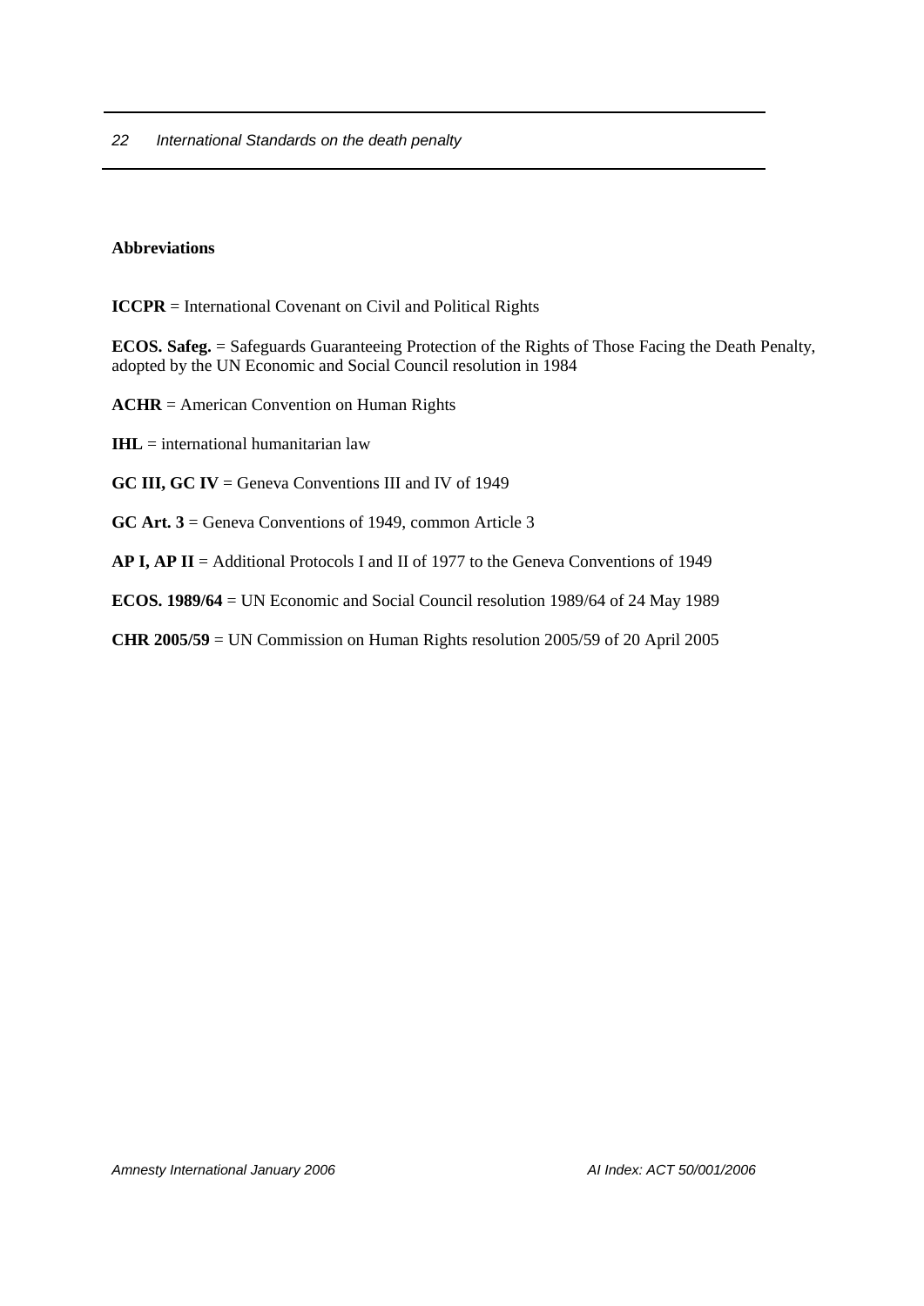**Abbreviations**

**ICCPR** = International Covenant on Civil and Political Rights

**ECOS. Safeg.** = Safeguards Guaranteeing Protection of the Rights of Those Facing the Death Penalty, adopted by the UN Economic and Social Council resolution in 1984

**ACHR** = American Convention on Human Rights

**IHL** = international humanitarian law

**GC III, GC IV** = Geneva Conventions III and IV of 1949

**GC Art. 3** = Geneva Conventions of 1949, common Article 3

**AP I, AP II** = Additional Protocols I and II of 1977 to the Geneva Conventions of 1949

**ECOS. 1989/64** = UN Economic and Social Council resolution 1989/64 of 24 May 1989

**CHR 2005/59** = UN Commission on Human Rights resolution 2005/59 of 20 April 2005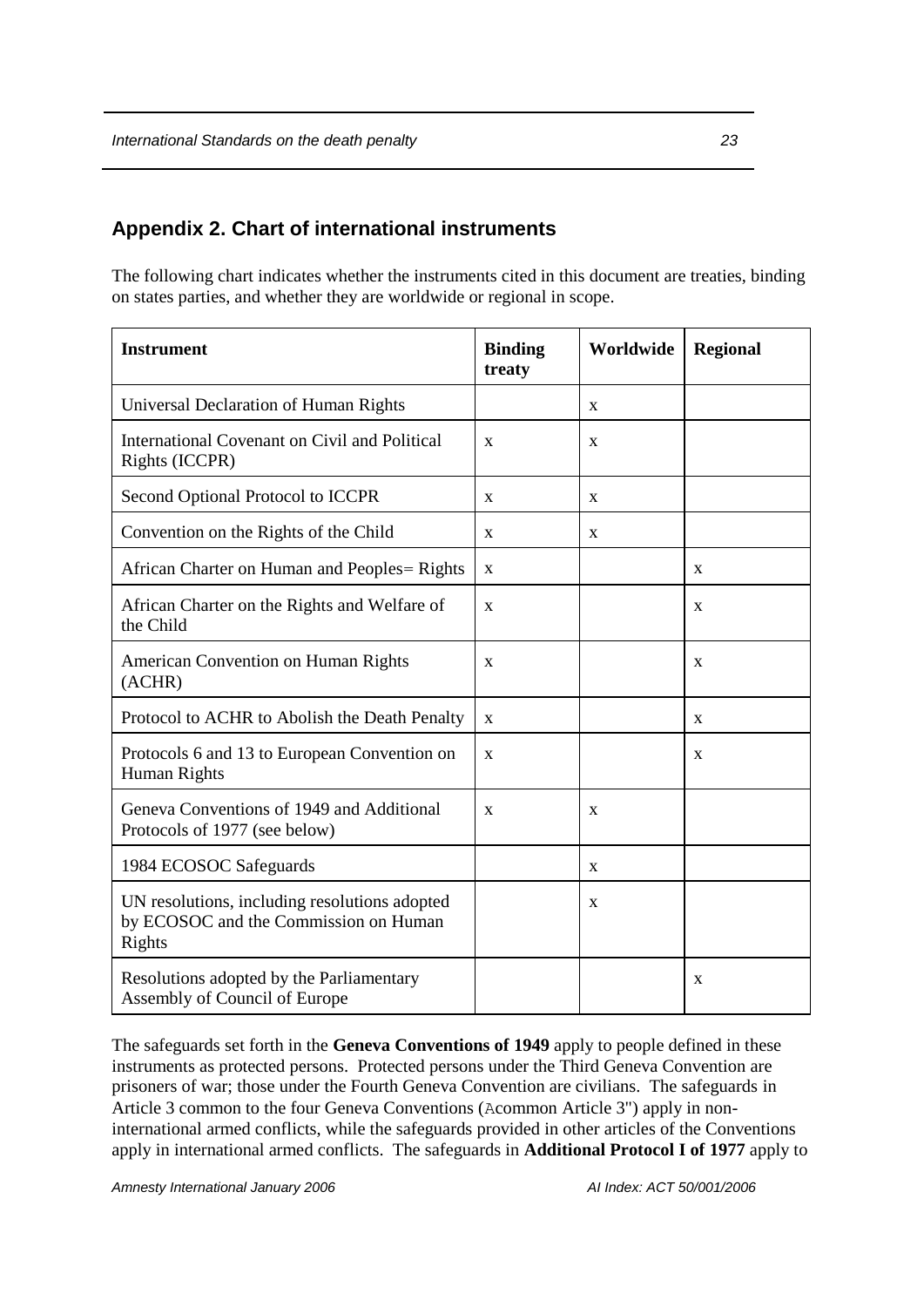## Appendix 2. Chart of international instruments

The following chart indicates whether the instruments cited in this document are treaties, binding on states parties, and whether they are worldwide or regional in scope.

| Instrument | Binding treaty | Worldwide | Regional |
|---|---|---|---|
| Universal Declaration of Human Rights | | x | |
| International Covenant on Civil and Political Rights (ICCPR) | x | x | |
| Second Optional Protocol to ICCPR | x | x | |
| Convention on the Rights of the Child | x | x | |
| African Charter on Human and Peoples= Rights | x | | x |
| African Charter on the Rights and Welfare of the Child | x | | x |
| American Convention on Human Rights (ACHR) | x | | x |
| Protocol to ACHR to Abolish the Death Penalty | x | | x |
| Protocols 6 and 13 to European Convention on Human Rights | x | | x |
| Geneva Conventions of 1949 and Additional Protocols of 1977 (see below) | x | x | |
| 1984 ECOSOC Safeguards | | x | |
| UN resolutions, including resolutions adopted by ECOSOC and the Commission on Human Rights | | x | |
| Resolutions adopted by the Parliamentary Assembly of Council of Europe | | | x |

The safeguards set forth in the **Geneva Conventions of 1949** apply to people defined in these instruments as protected persons. Protected persons under the Third Geneva Convention are prisoners of war; those under the Fourth Geneva Convention are civilians. The safeguards in Article 3 common to the four Geneva Conventions (Acommon Article 3") apply in non-international armed conflicts, while the safeguards provided in other articles of the Conventions apply in international armed conflicts. The safeguards in **Additional Protocol I of 1977** apply to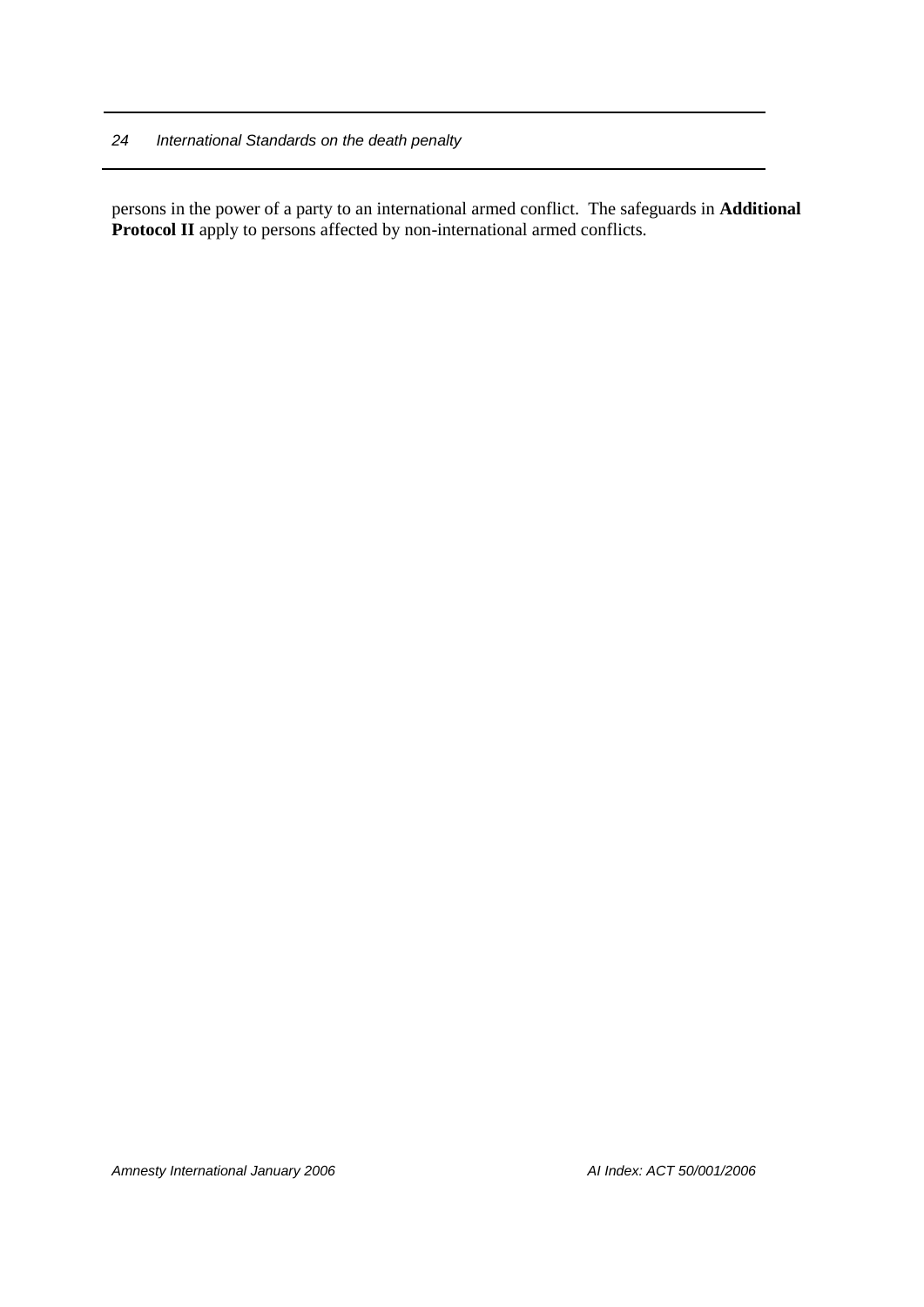persons in the power of a party to an international armed conflict.  The safeguards in **Additional Protocol II** apply to persons affected by non-international armed conflicts.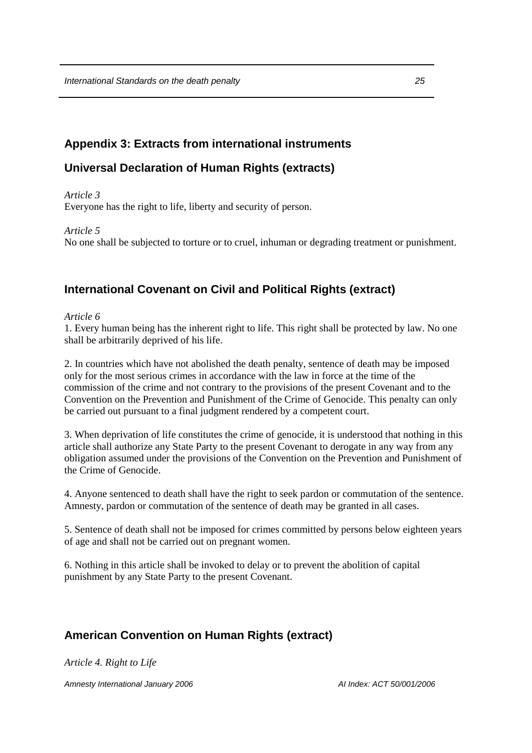## Appendix 3: Extracts from international instruments

## Universal Declaration of Human Rights (extracts)

*Article 3*
Everyone has the right to life, liberty and security of person.

*Article 5*
No one shall be subjected to torture or to cruel, inhuman or degrading treatment or punishment.

## International Covenant on Civil and Political Rights (extract)

*Article 6*

1. Every human being has the inherent right to life. This right shall be protected by law. No one shall be arbitrarily deprived of his life.

2. In countries which have not abolished the death penalty, sentence of death may be imposed only for the most serious crimes in accordance with the law in force at the time of the commission of the crime and not contrary to the provisions of the present Covenant and to the Convention on the Prevention and Punishment of the Crime of Genocide. This penalty can only be carried out pursuant to a final judgment rendered by a competent court.

3. When deprivation of life constitutes the crime of genocide, it is understood that nothing in this article shall authorize any State Party to the present Covenant to derogate in any way from any obligation assumed under the provisions of the Convention on the Prevention and Punishment of the Crime of Genocide.

4. Anyone sentenced to death shall have the right to seek pardon or commutation of the sentence. Amnesty, pardon or commutation of the sentence of death may be granted in all cases.

5. Sentence of death shall not be imposed for crimes committed by persons below eighteen years of age and shall not be carried out on pregnant women.

6. Nothing in this article shall be invoked to delay or to prevent the abolition of capital punishment by any State Party to the present Covenant.

## American Convention on Human Rights (extract)

*Article 4. Right to Life*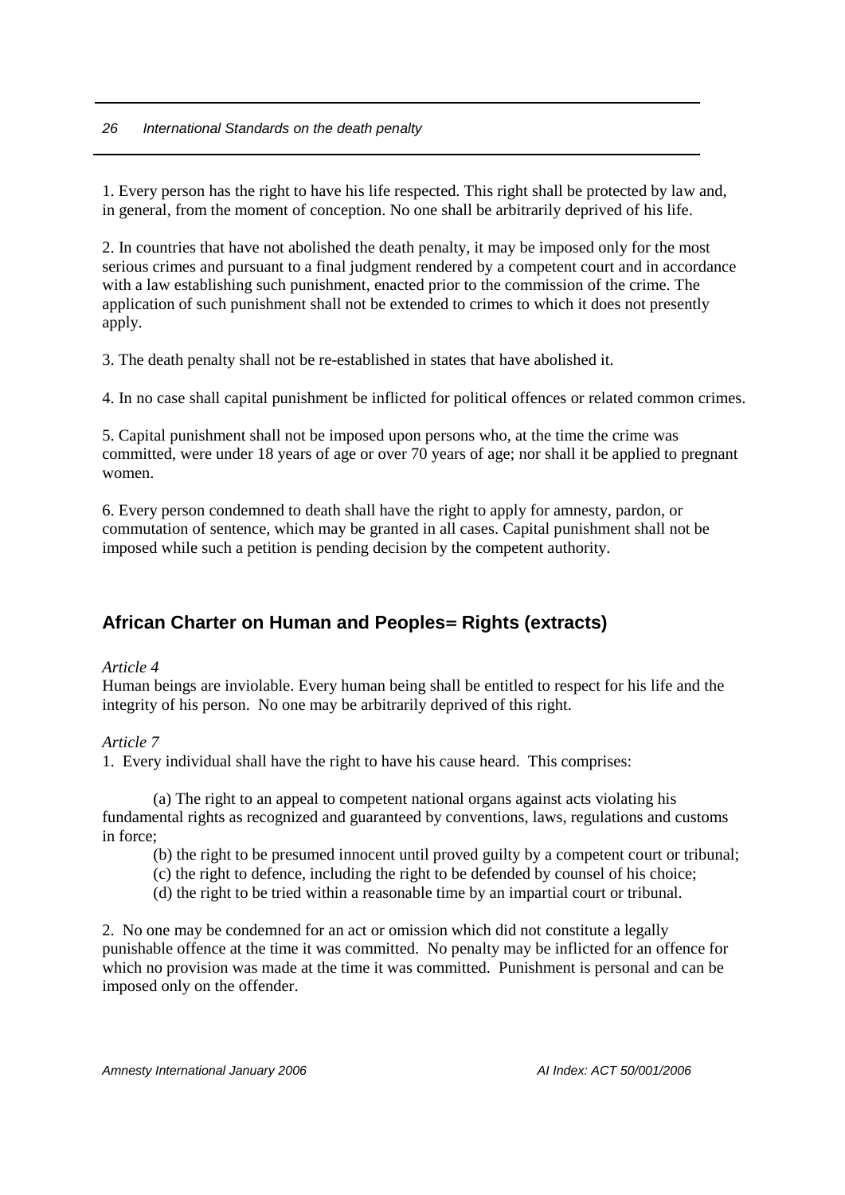1. Every person has the right to have his life respected. This right shall be protected by law and, in general, from the moment of conception. No one shall be arbitrarily deprived of his life.

2. In countries that have not abolished the death penalty, it may be imposed only for the most serious crimes and pursuant to a final judgment rendered by a competent court and in accordance with a law establishing such punishment, enacted prior to the commission of the crime. The application of such punishment shall not be extended to crimes to which it does not presently apply.

3. The death penalty shall not be re-established in states that have abolished it.

4. In no case shall capital punishment be inflicted for political offences or related common crimes.

5. Capital punishment shall not be imposed upon persons who, at the time the crime was committed, were under 18 years of age or over 70 years of age; nor shall it be applied to pregnant women.

6. Every person condemned to death shall have the right to apply for amnesty, pardon, or commutation of sentence, which may be granted in all cases. Capital punishment shall not be imposed while such a petition is pending decision by the competent authority.

## African Charter on Human and Peoples= Rights (extracts)

*Article 4*

Human beings are inviolable. Every human being shall be entitled to respect for his life and the integrity of his person. No one may be arbitrarily deprived of this right.

*Article 7*

1. Every individual shall have the right to have his cause heard. This comprises:

(a) The right to an appeal to competent national organs against acts violating his fundamental rights as recognized and guaranteed by conventions, laws, regulations and customs in force;

(b) the right to be presumed innocent until proved guilty by a competent court or tribunal;

(c) the right to defence, including the right to be defended by counsel of his choice;

(d) the right to be tried within a reasonable time by an impartial court or tribunal.

2. No one may be condemned for an act or omission which did not constitute a legally punishable offence at the time it was committed. No penalty may be inflicted for an offence for which no provision was made at the time it was committed. Punishment is personal and can be imposed only on the offender.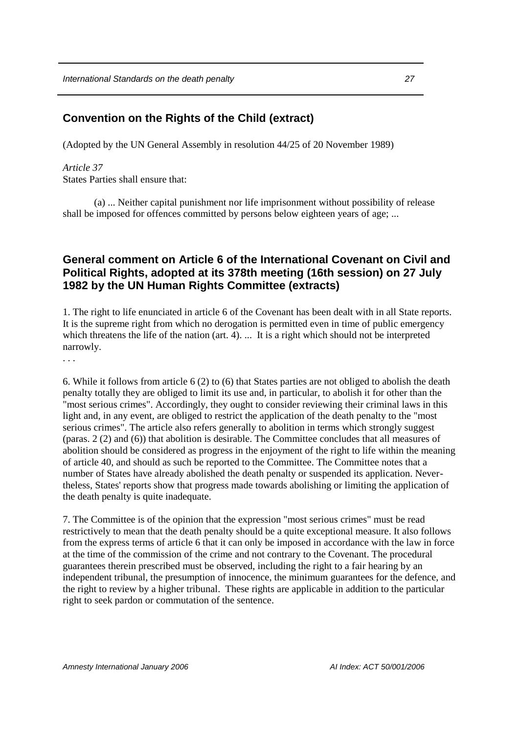## Convention on the Rights of the Child (extract)

(Adopted by the UN General Assembly in resolution 44/25 of 20 November 1989)

*Article 37*
States Parties shall ensure that:

(a) ... Neither capital punishment nor life imprisonment without possibility of release shall be imposed for offences committed by persons below eighteen years of age; ...

## General comment on Article 6 of the International Covenant on Civil and Political Rights, adopted at its 378th meeting (16th session) on 27 July 1982 by the UN Human Rights Committee (extracts)

1. The right to life enunciated in article 6 of the Covenant has been dealt with in all State reports. It is the supreme right from which no derogation is permitted even in time of public emergency which threatens the life of the nation (art. 4). ... It is a right which should not be interpreted narrowly.

. . .

6. While it follows from article 6 (2) to (6) that States parties are not obliged to abolish the death penalty totally they are obliged to limit its use and, in particular, to abolish it for other than the "most serious crimes". Accordingly, they ought to consider reviewing their criminal laws in this light and, in any event, are obliged to restrict the application of the death penalty to the "most serious crimes". The article also refers generally to abolition in terms which strongly suggest (paras. 2 (2) and (6)) that abolition is desirable. The Committee concludes that all measures of abolition should be considered as progress in the enjoyment of the right to life within the meaning of article 40, and should as such be reported to the Committee. The Committee notes that a number of States have already abolished the death penalty or suspended its application. Nevertheless, States' reports show that progress made towards abolishing or limiting the application of the death penalty is quite inadequate.

7. The Committee is of the opinion that the expression "most serious crimes" must be read restrictively to mean that the death penalty should be a quite exceptional measure. It also follows from the express terms of article 6 that it can only be imposed in accordance with the law in force at the time of the commission of the crime and not contrary to the Covenant. The procedural guarantees therein prescribed must be observed, including the right to a fair hearing by an independent tribunal, the presumption of innocence, the minimum guarantees for the defence, and the right to review by a higher tribunal. These rights are applicable in addition to the particular right to seek pardon or commutation of the sentence.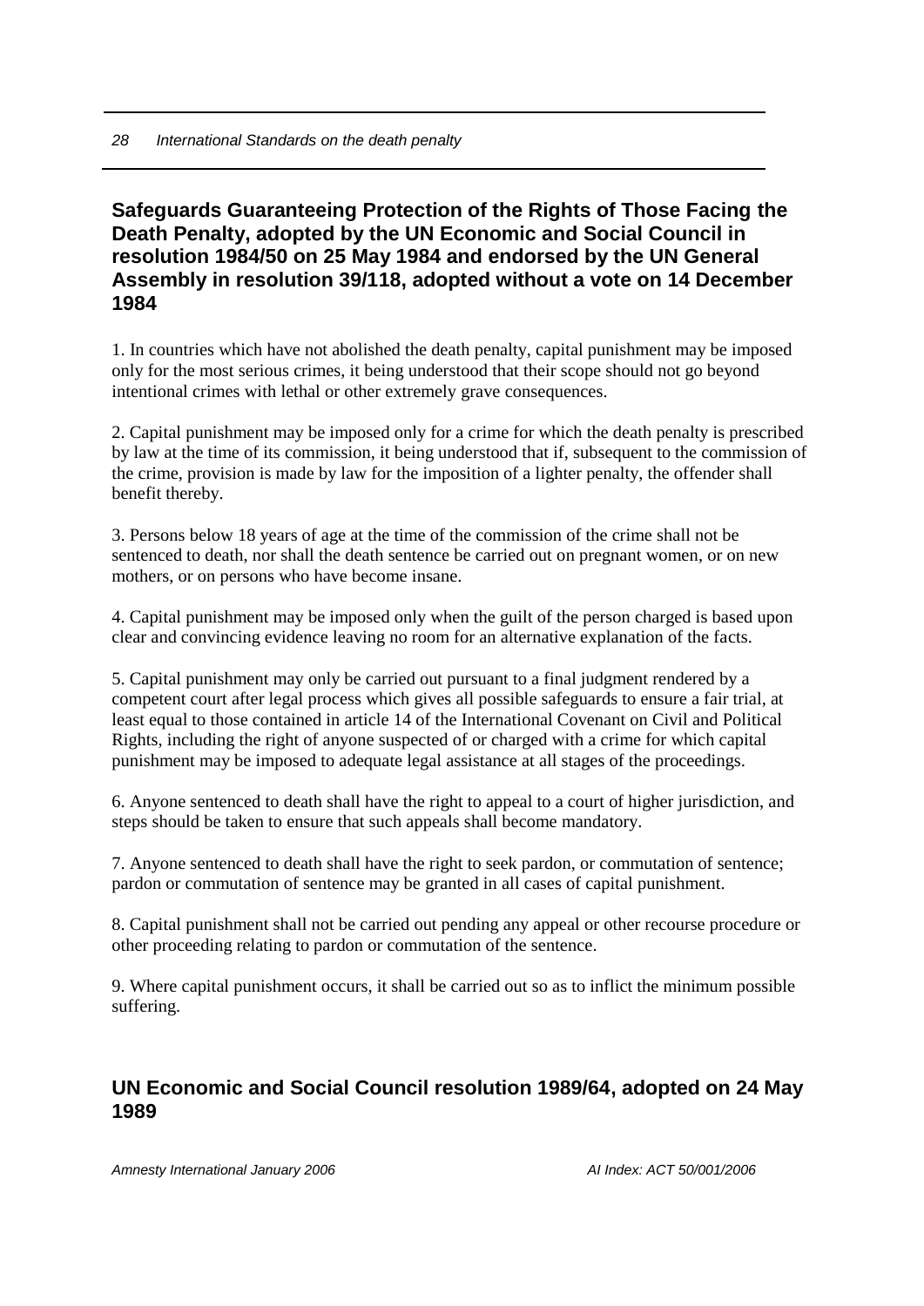## Safeguards Guaranteeing Protection of the Rights of Those Facing the Death Penalty, adopted by the UN Economic and Social Council in resolution 1984/50 on 25 May 1984 and endorsed by the UN General Assembly in resolution 39/118, adopted without a vote on 14 December 1984

1. In countries which have not abolished the death penalty, capital punishment may be imposed only for the most serious crimes, it being understood that their scope should not go beyond intentional crimes with lethal or other extremely grave consequences.

2. Capital punishment may be imposed only for a crime for which the death penalty is prescribed by law at the time of its commission, it being understood that if, subsequent to the commission of the crime, provision is made by law for the imposition of a lighter penalty, the offender shall benefit thereby.

3. Persons below 18 years of age at the time of the commission of the crime shall not be sentenced to death, nor shall the death sentence be carried out on pregnant women, or on new mothers, or on persons who have become insane.

4. Capital punishment may be imposed only when the guilt of the person charged is based upon clear and convincing evidence leaving no room for an alternative explanation of the facts.

5. Capital punishment may only be carried out pursuant to a final judgment rendered by a competent court after legal process which gives all possible safeguards to ensure a fair trial, at least equal to those contained in article 14 of the International Covenant on Civil and Political Rights, including the right of anyone suspected of or charged with a crime for which capital punishment may be imposed to adequate legal assistance at all stages of the proceedings.

6. Anyone sentenced to death shall have the right to appeal to a court of higher jurisdiction, and steps should be taken to ensure that such appeals shall become mandatory.

7. Anyone sentenced to death shall have the right to seek pardon, or commutation of sentence; pardon or commutation of sentence may be granted in all cases of capital punishment.

8. Capital punishment shall not be carried out pending any appeal or other recourse procedure or other proceeding relating to pardon or commutation of the sentence.

9. Where capital punishment occurs, it shall be carried out so as to inflict the minimum possible suffering.

## UN Economic and Social Council resolution 1989/64, adopted on 24 May 1989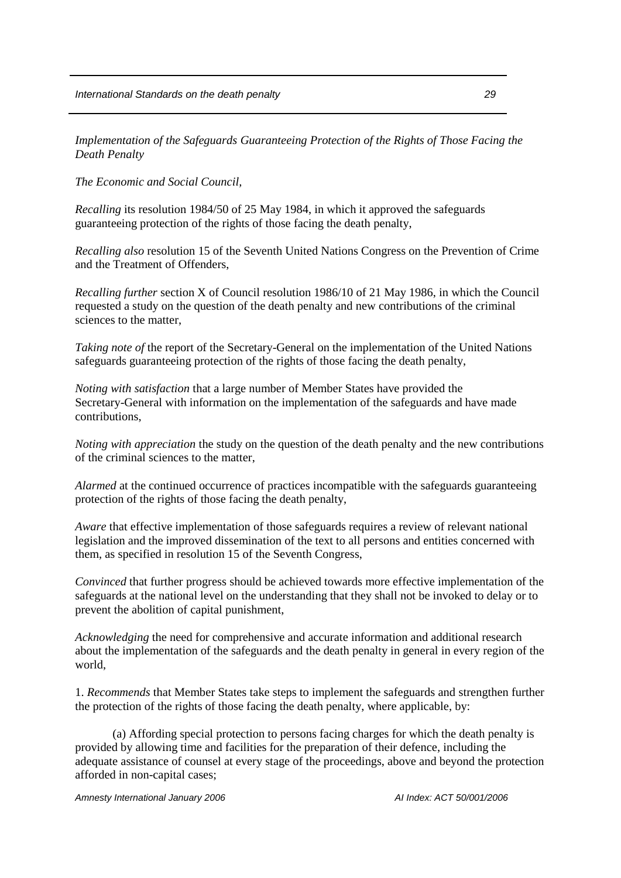*Implementation of the Safeguards Guaranteeing Protection of the Rights of Those Facing the Death Penalty*

*The Economic and Social Council,*

*Recalling* its resolution 1984/50 of 25 May 1984, in which it approved the safeguards guaranteeing protection of the rights of those facing the death penalty,

*Recalling also* resolution 15 of the Seventh United Nations Congress on the Prevention of Crime and the Treatment of Offenders,

*Recalling further* section X of Council resolution 1986/10 of 21 May 1986, in which the Council requested a study on the question of the death penalty and new contributions of the criminal sciences to the matter,

*Taking note of* the report of the Secretary-General on the implementation of the United Nations safeguards guaranteeing protection of the rights of those facing the death penalty,

*Noting with satisfaction* that a large number of Member States have provided the Secretary-General with information on the implementation of the safeguards and have made contributions,

*Noting with appreciation* the study on the question of the death penalty and the new contributions of the criminal sciences to the matter,

*Alarmed* at the continued occurrence of practices incompatible with the safeguards guaranteeing protection of the rights of those facing the death penalty,

*Aware* that effective implementation of those safeguards requires a review of relevant national legislation and the improved dissemination of the text to all persons and entities concerned with them, as specified in resolution 15 of the Seventh Congress,

*Convinced* that further progress should be achieved towards more effective implementation of the safeguards at the national level on the understanding that they shall not be invoked to delay or to prevent the abolition of capital punishment,

*Acknowledging* the need for comprehensive and accurate information and additional research about the implementation of the safeguards and the death penalty in general in every region of the world,

1. *Recommends* that Member States take steps to implement the safeguards and strengthen further the protection of the rights of those facing the death penalty, where applicable, by:

(a) Affording special protection to persons facing charges for which the death penalty is provided by allowing time and facilities for the preparation of their defence, including the adequate assistance of counsel at every stage of the proceedings, above and beyond the protection afforded in non-capital cases;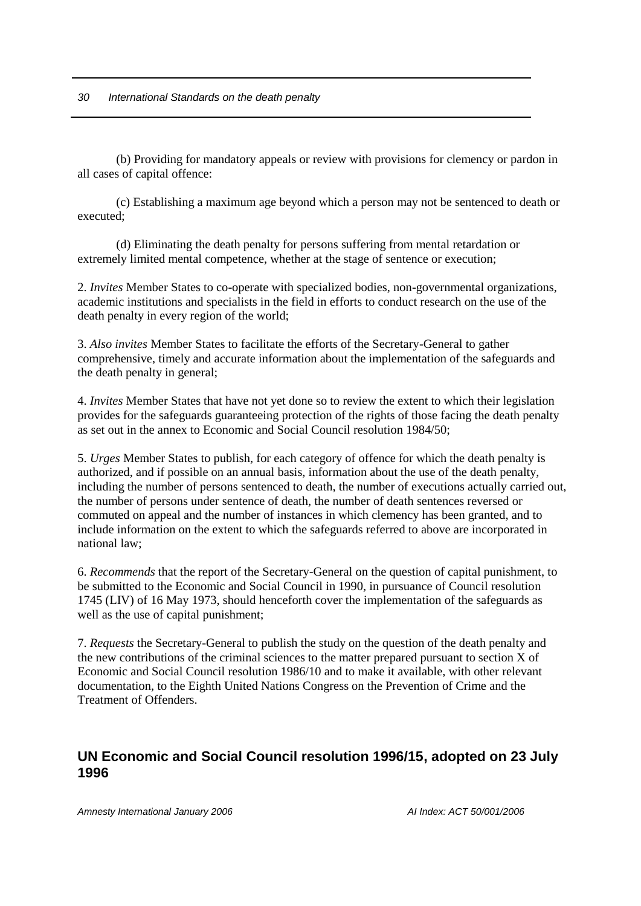(b) Providing for mandatory appeals or review with provisions for clemency or pardon in all cases of capital offence:

(c) Establishing a maximum age beyond which a person may not be sentenced to death or executed;

(d) Eliminating the death penalty for persons suffering from mental retardation or extremely limited mental competence, whether at the stage of sentence or execution;

2. *Invites* Member States to co-operate with specialized bodies, non-governmental organizations, academic institutions and specialists in the field in efforts to conduct research on the use of the death penalty in every region of the world;

3. *Also invites* Member States to facilitate the efforts of the Secretary-General to gather comprehensive, timely and accurate information about the implementation of the safeguards and the death penalty in general;

4. *Invites* Member States that have not yet done so to review the extent to which their legislation provides for the safeguards guaranteeing protection of the rights of those facing the death penalty as set out in the annex to Economic and Social Council resolution 1984/50;

5. *Urges* Member States to publish, for each category of offence for which the death penalty is authorized, and if possible on an annual basis, information about the use of the death penalty, including the number of persons sentenced to death, the number of executions actually carried out, the number of persons under sentence of death, the number of death sentences reversed or commuted on appeal and the number of instances in which clemency has been granted, and to include information on the extent to which the safeguards referred to above are incorporated in national law;

6. *Recommends* that the report of the Secretary-General on the question of capital punishment, to be submitted to the Economic and Social Council in 1990, in pursuance of Council resolution 1745 (LIV) of 16 May 1973, should henceforth cover the implementation of the safeguards as well as the use of capital punishment;

7. *Requests* the Secretary-General to publish the study on the question of the death penalty and the new contributions of the criminal sciences to the matter prepared pursuant to section X of Economic and Social Council resolution 1986/10 and to make it available, with other relevant documentation, to the Eighth United Nations Congress on the Prevention of Crime and the Treatment of Offenders.

## UN Economic and Social Council resolution 1996/15, adopted on 23 July 1996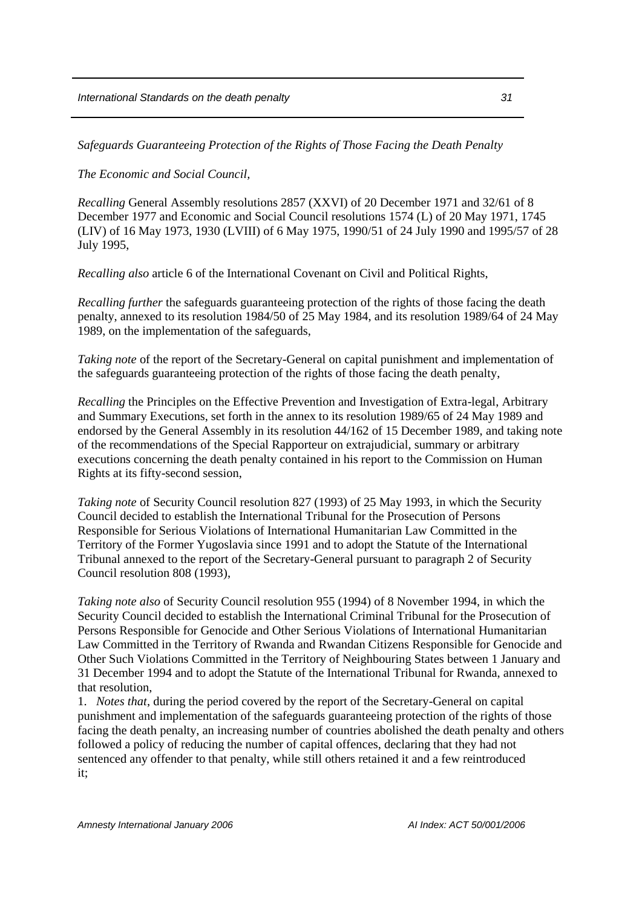*Safeguards Guaranteeing Protection of the Rights of Those Facing the Death Penalty*

*The Economic and Social Council,*

*Recalling* General Assembly resolutions 2857 (XXVI) of 20 December 1971 and 32/61 of 8 December 1977 and Economic and Social Council resolutions 1574 (L) of 20 May 1971, 1745 (LIV) of 16 May 1973, 1930 (LVIII) of 6 May 1975, 1990/51 of 24 July 1990 and 1995/57 of 28 July 1995,

*Recalling also* article 6 of the International Covenant on Civil and Political Rights,

*Recalling further* the safeguards guaranteeing protection of the rights of those facing the death penalty, annexed to its resolution 1984/50 of 25 May 1984, and its resolution 1989/64 of 24 May 1989, on the implementation of the safeguards,

*Taking note* of the report of the Secretary-General on capital punishment and implementation of the safeguards guaranteeing protection of the rights of those facing the death penalty,

*Recalling* the Principles on the Effective Prevention and Investigation of Extra-legal, Arbitrary and Summary Executions, set forth in the annex to its resolution 1989/65 of 24 May 1989 and endorsed by the General Assembly in its resolution 44/162 of 15 December 1989, and taking note of the recommendations of the Special Rapporteur on extrajudicial, summary or arbitrary executions concerning the death penalty contained in his report to the Commission on Human Rights at its fifty-second session,

*Taking note* of Security Council resolution 827 (1993) of 25 May 1993, in which the Security Council decided to establish the International Tribunal for the Prosecution of Persons Responsible for Serious Violations of International Humanitarian Law Committed in the Territory of the Former Yugoslavia since 1991 and to adopt the Statute of the International Tribunal annexed to the report of the Secretary-General pursuant to paragraph 2 of Security Council resolution 808 (1993),

*Taking note also* of Security Council resolution 955 (1994) of 8 November 1994, in which the Security Council decided to establish the International Criminal Tribunal for the Prosecution of Persons Responsible for Genocide and Other Serious Violations of International Humanitarian Law Committed in the Territory of Rwanda and Rwandan Citizens Responsible for Genocide and Other Such Violations Committed in the Territory of Neighbouring States between 1 January and 31 December 1994 and to adopt the Statute of the International Tribunal for Rwanda, annexed to that resolution,

1. *Notes that*, during the period covered by the report of the Secretary-General on capital punishment and implementation of the safeguards guaranteeing protection of the rights of those facing the death penalty, an increasing number of countries abolished the death penalty and others followed a policy of reducing the number of capital offences, declaring that they had not sentenced any offender to that penalty, while still others retained it and a few reintroduced it;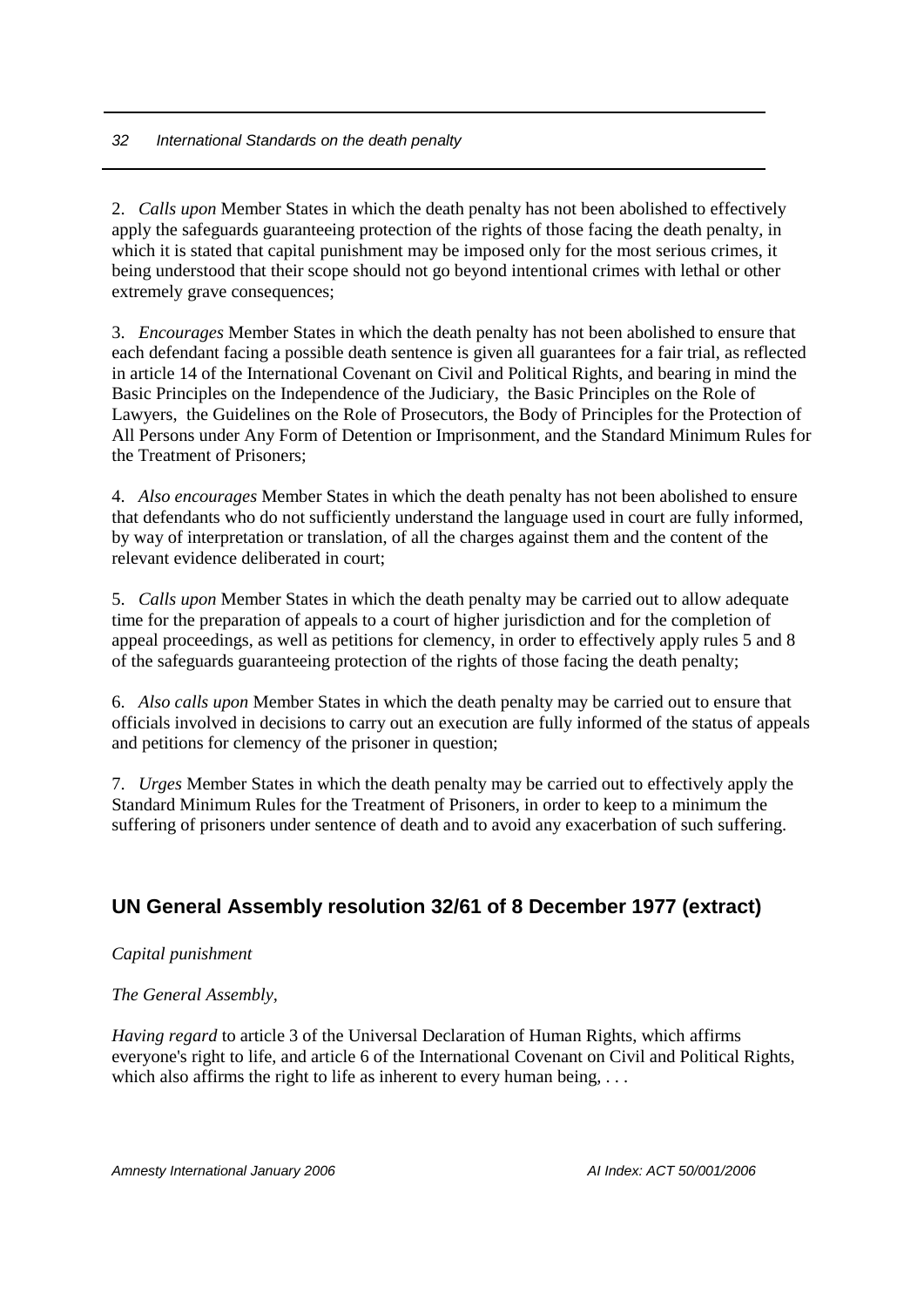2. *Calls upon* Member States in which the death penalty has not been abolished to effectively apply the safeguards guaranteeing protection of the rights of those facing the death penalty, in which it is stated that capital punishment may be imposed only for the most serious crimes, it being understood that their scope should not go beyond intentional crimes with lethal or other extremely grave consequences;

3. *Encourages* Member States in which the death penalty has not been abolished to ensure that each defendant facing a possible death sentence is given all guarantees for a fair trial, as reflected in article 14 of the International Covenant on Civil and Political Rights, and bearing in mind the Basic Principles on the Independence of the Judiciary, the Basic Principles on the Role of Lawyers, the Guidelines on the Role of Prosecutors, the Body of Principles for the Protection of All Persons under Any Form of Detention or Imprisonment, and the Standard Minimum Rules for the Treatment of Prisoners;

4. *Also encourages* Member States in which the death penalty has not been abolished to ensure that defendants who do not sufficiently understand the language used in court are fully informed, by way of interpretation or translation, of all the charges against them and the content of the relevant evidence deliberated in court;

5. *Calls upon* Member States in which the death penalty may be carried out to allow adequate time for the preparation of appeals to a court of higher jurisdiction and for the completion of appeal proceedings, as well as petitions for clemency, in order to effectively apply rules 5 and 8 of the safeguards guaranteeing protection of the rights of those facing the death penalty;

6. *Also calls upon* Member States in which the death penalty may be carried out to ensure that officials involved in decisions to carry out an execution are fully informed of the status of appeals and petitions for clemency of the prisoner in question;

7. *Urges* Member States in which the death penalty may be carried out to effectively apply the Standard Minimum Rules for the Treatment of Prisoners, in order to keep to a minimum the suffering of prisoners under sentence of death and to avoid any exacerbation of such suffering.

## UN General Assembly resolution 32/61 of 8 December 1977 (extract)

*Capital punishment*

*The General Assembly,*

*Having regard* to article 3 of the Universal Declaration of Human Rights, which affirms everyone's right to life, and article 6 of the International Covenant on Civil and Political Rights, which also affirms the right to life as inherent to every human being, . . .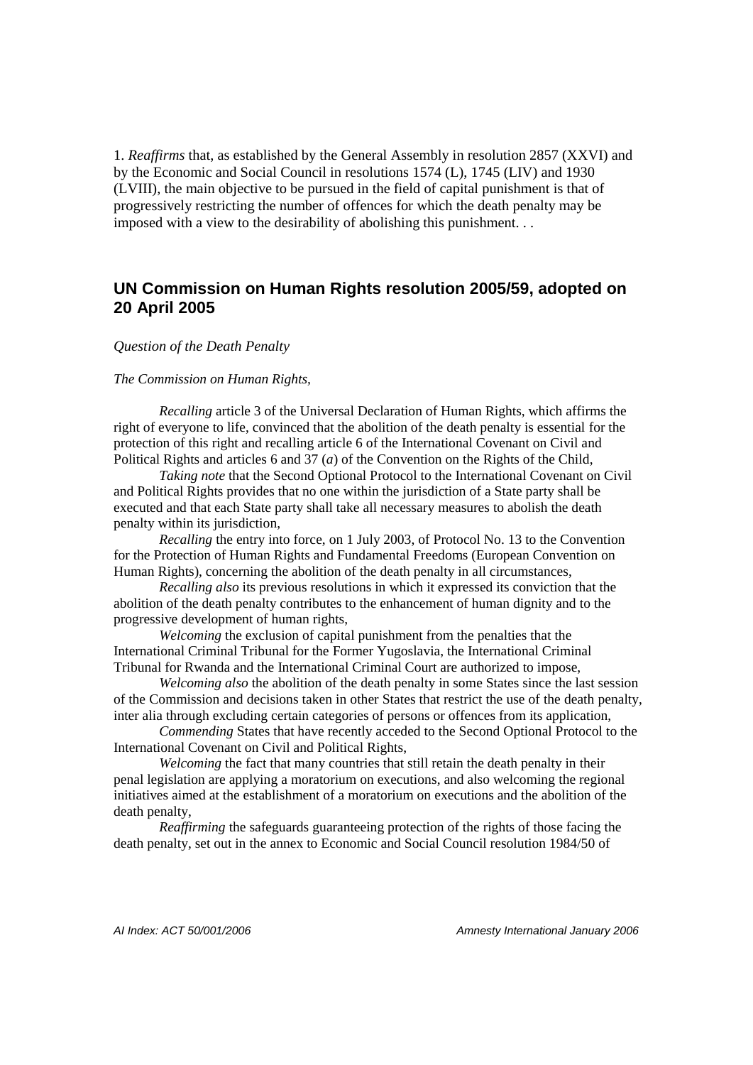1. *Reaffirms* that, as established by the General Assembly in resolution 2857 (XXVI) and by the Economic and Social Council in resolutions 1574 (L), 1745 (LIV) and 1930 (LVIII), the main objective to be pursued in the field of capital punishment is that of progressively restricting the number of offences for which the death penalty may be imposed with a view to the desirability of abolishing this punishment. . .

## UN Commission on Human Rights resolution 2005/59, adopted on 20 April 2005

*Question of the Death Penalty*

*The Commission on Human Rights,*

*Recalling* article 3 of the Universal Declaration of Human Rights, which affirms the right of everyone to life, convinced that the abolition of the death penalty is essential for the protection of this right and recalling article 6 of the International Covenant on Civil and Political Rights and articles 6 and 37 (*a*) of the Convention on the Rights of the Child,

*Taking note* that the Second Optional Protocol to the International Covenant on Civil and Political Rights provides that no one within the jurisdiction of a State party shall be executed and that each State party shall take all necessary measures to abolish the death penalty within its jurisdiction,

*Recalling* the entry into force, on 1 July 2003, of Protocol No. 13 to the Convention for the Protection of Human Rights and Fundamental Freedoms (European Convention on Human Rights), concerning the abolition of the death penalty in all circumstances,

*Recalling also* its previous resolutions in which it expressed its conviction that the abolition of the death penalty contributes to the enhancement of human dignity and to the progressive development of human rights,

*Welcoming* the exclusion of capital punishment from the penalties that the International Criminal Tribunal for the Former Yugoslavia, the International Criminal Tribunal for Rwanda and the International Criminal Court are authorized to impose,

*Welcoming also* the abolition of the death penalty in some States since the last session of the Commission and decisions taken in other States that restrict the use of the death penalty, inter alia through excluding certain categories of persons or offences from its application,

*Commending* States that have recently acceded to the Second Optional Protocol to the International Covenant on Civil and Political Rights,

*Welcoming* the fact that many countries that still retain the death penalty in their penal legislation are applying a moratorium on executions, and also welcoming the regional initiatives aimed at the establishment of a moratorium on executions and the abolition of the death penalty,

*Reaffirming* the safeguards guaranteeing protection of the rights of those facing the death penalty, set out in the annex to Economic and Social Council resolution 1984/50 of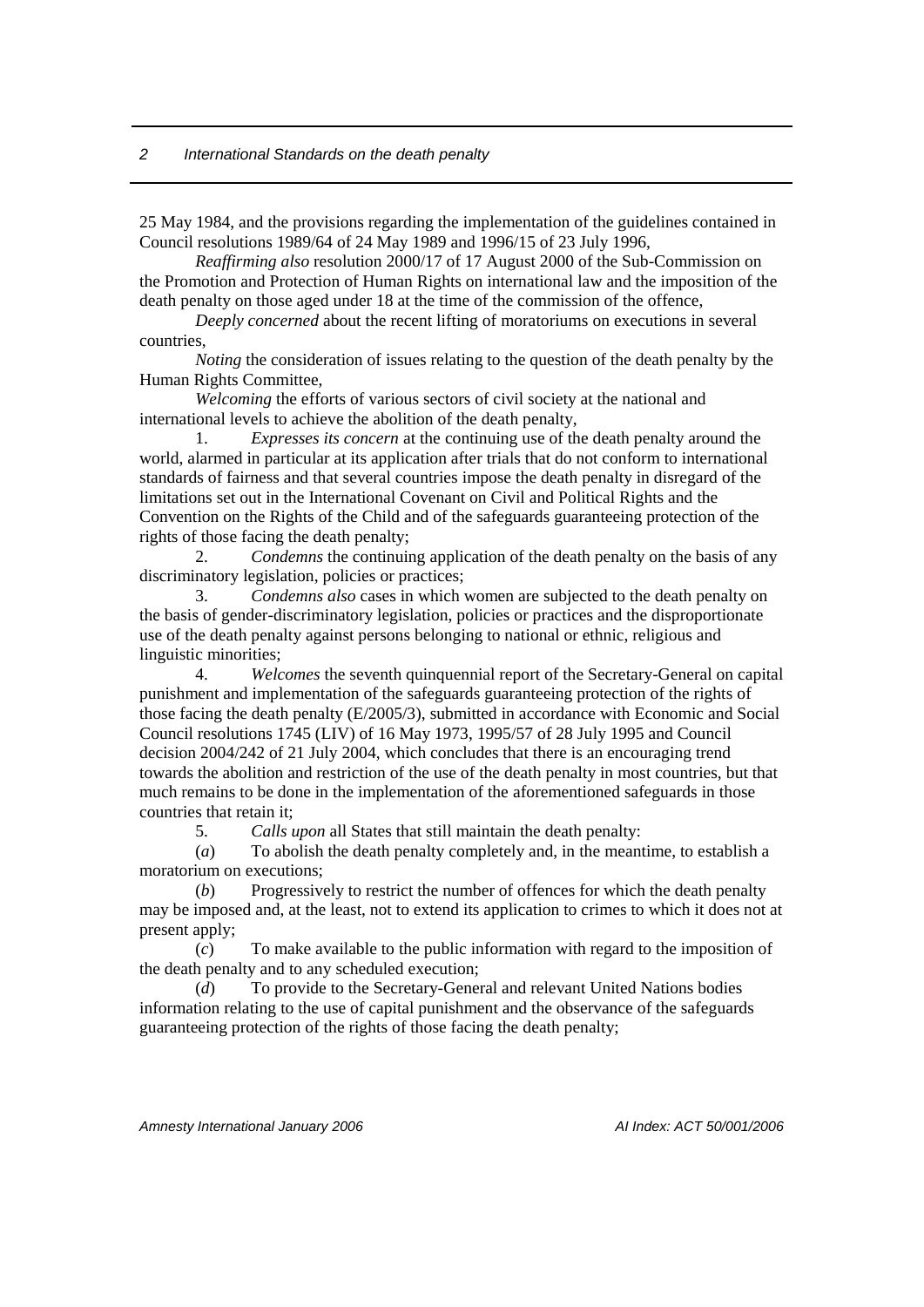25 May 1984, and the provisions regarding the implementation of the guidelines contained in Council resolutions 1989/64 of 24 May 1989 and 1996/15 of 23 July 1996,

*Reaffirming also* resolution 2000/17 of 17 August 2000 of the Sub-Commission on the Promotion and Protection of Human Rights on international law and the imposition of the death penalty on those aged under 18 at the time of the commission of the offence,

*Deeply concerned* about the recent lifting of moratoriums on executions in several countries,

*Noting* the consideration of issues relating to the question of the death penalty by the Human Rights Committee,

*Welcoming* the efforts of various sectors of civil society at the national and international levels to achieve the abolition of the death penalty,

1. *Expresses its concern* at the continuing use of the death penalty around the world, alarmed in particular at its application after trials that do not conform to international standards of fairness and that several countries impose the death penalty in disregard of the limitations set out in the International Covenant on Civil and Political Rights and the Convention on the Rights of the Child and of the safeguards guaranteeing protection of the rights of those facing the death penalty;

2. *Condemns* the continuing application of the death penalty on the basis of any discriminatory legislation, policies or practices;

3. *Condemns also* cases in which women are subjected to the death penalty on the basis of gender-discriminatory legislation, policies or practices and the disproportionate use of the death penalty against persons belonging to national or ethnic, religious and linguistic minorities;

4. *Welcomes* the seventh quinquennial report of the Secretary-General on capital punishment and implementation of the safeguards guaranteeing protection of the rights of those facing the death penalty (E/2005/3), submitted in accordance with Economic and Social Council resolutions 1745 (LIV) of 16 May 1973, 1995/57 of 28 July 1995 and Council decision 2004/242 of 21 July 2004, which concludes that there is an encouraging trend towards the abolition and restriction of the use of the death penalty in most countries, but that much remains to be done in the implementation of the aforementioned safeguards in those countries that retain it;

5. *Calls upon* all States that still maintain the death penalty:

(*a*) To abolish the death penalty completely and, in the meantime, to establish a moratorium on executions;

(*b*) Progressively to restrict the number of offences for which the death penalty may be imposed and, at the least, not to extend its application to crimes to which it does not at present apply;

(*c*) To make available to the public information with regard to the imposition of the death penalty and to any scheduled execution;

(*d*) To provide to the Secretary-General and relevant United Nations bodies information relating to the use of capital punishment and the observance of the safeguards guaranteeing protection of the rights of those facing the death penalty;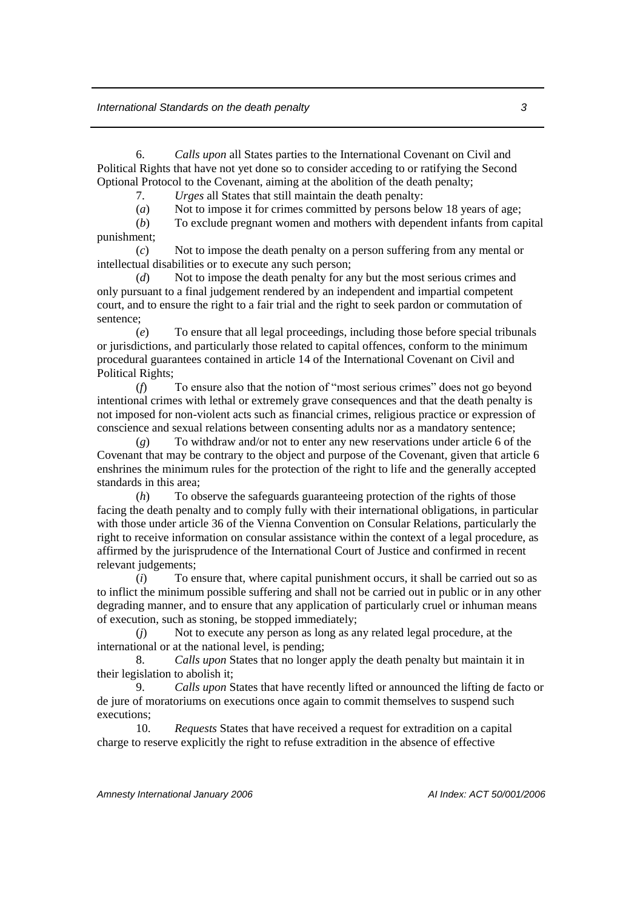6. *Calls upon* all States parties to the International Covenant on Civil and Political Rights that have not yet done so to consider acceding to or ratifying the Second Optional Protocol to the Covenant, aiming at the abolition of the death penalty;

7. *Urges* all States that still maintain the death penalty:

(*a*) Not to impose it for crimes committed by persons below 18 years of age;

(*b*) To exclude pregnant women and mothers with dependent infants from capital punishment;

(*c*) Not to impose the death penalty on a person suffering from any mental or intellectual disabilities or to execute any such person;

(*d*) Not to impose the death penalty for any but the most serious crimes and only pursuant to a final judgement rendered by an independent and impartial competent court, and to ensure the right to a fair trial and the right to seek pardon or commutation of sentence;

(*e*) To ensure that all legal proceedings, including those before special tribunals or jurisdictions, and particularly those related to capital offences, conform to the minimum procedural guarantees contained in article 14 of the International Covenant on Civil and Political Rights;

(*f*) To ensure also that the notion of "most serious crimes" does not go beyond intentional crimes with lethal or extremely grave consequences and that the death penalty is not imposed for non-violent acts such as financial crimes, religious practice or expression of conscience and sexual relations between consenting adults nor as a mandatory sentence;

(*g*) To withdraw and/or not to enter any new reservations under article 6 of the Covenant that may be contrary to the object and purpose of the Covenant, given that article 6 enshrines the minimum rules for the protection of the right to life and the generally accepted standards in this area;

(*h*) To observe the safeguards guaranteeing protection of the rights of those facing the death penalty and to comply fully with their international obligations, in particular with those under article 36 of the Vienna Convention on Consular Relations, particularly the right to receive information on consular assistance within the context of a legal procedure, as affirmed by the jurisprudence of the International Court of Justice and confirmed in recent relevant judgements;

(*i*) To ensure that, where capital punishment occurs, it shall be carried out so as to inflict the minimum possible suffering and shall not be carried out in public or in any other degrading manner, and to ensure that any application of particularly cruel or inhuman means of execution, such as stoning, be stopped immediately;

(*j*) Not to execute any person as long as any related legal procedure, at the international or at the national level, is pending;

8. *Calls upon* States that no longer apply the death penalty but maintain it in their legislation to abolish it;

9. *Calls upon* States that have recently lifted or announced the lifting de facto or de jure of moratoriums on executions once again to commit themselves to suspend such executions;

10. *Requests* States that have received a request for extradition on a capital charge to reserve explicitly the right to refuse extradition in the absence of effective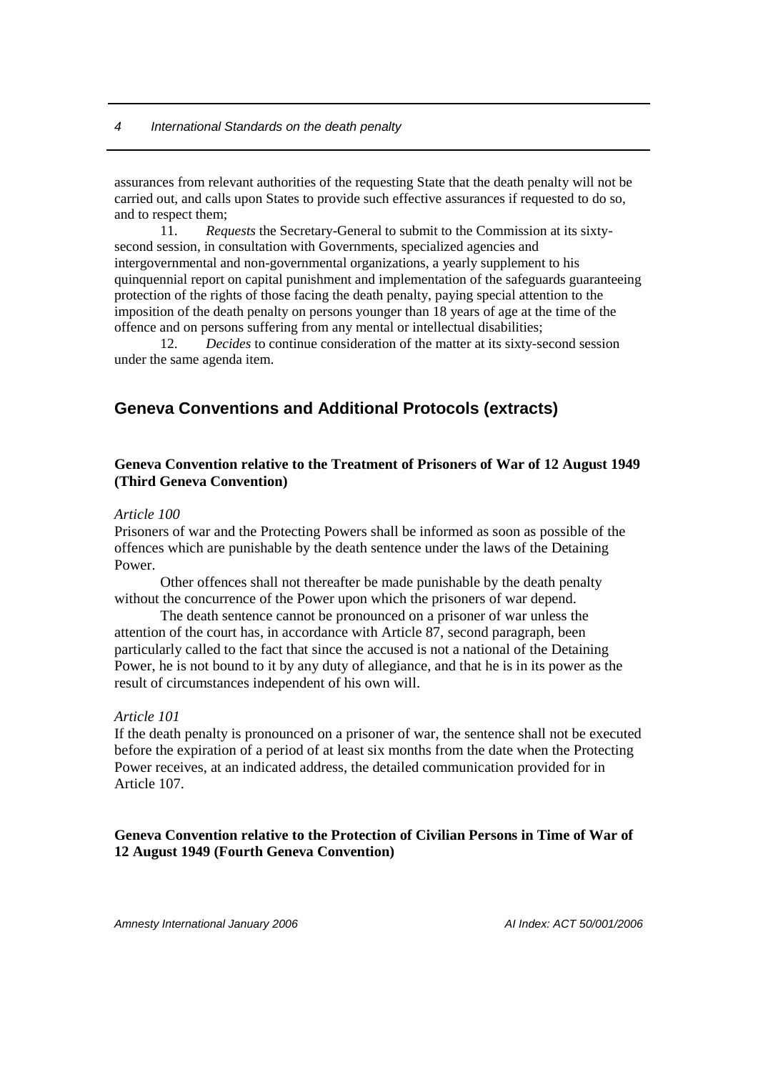assurances from relevant authorities of the requesting State that the death penalty will not be carried out, and calls upon States to provide such effective assurances if requested to do so, and to respect them;

11. *Requests* the Secretary-General to submit to the Commission at its sixty-second session, in consultation with Governments, specialized agencies and intergovernmental and non-governmental organizations, a yearly supplement to his quinquennial report on capital punishment and implementation of the safeguards guaranteeing protection of the rights of those facing the death penalty, paying special attention to the imposition of the death penalty on persons younger than 18 years of age at the time of the offence and on persons suffering from any mental or intellectual disabilities;

12. *Decides* to continue consideration of the matter at its sixty-second session under the same agenda item.

## Geneva Conventions and Additional Protocols (extracts)

### Geneva Convention relative to the Treatment of Prisoners of War of 12 August 1949 (Third Geneva Convention)

*Article 100*

Prisoners of war and the Protecting Powers shall be informed as soon as possible of the offences which are punishable by the death sentence under the laws of the Detaining Power.

Other offences shall not thereafter be made punishable by the death penalty without the concurrence of the Power upon which the prisoners of war depend.

The death sentence cannot be pronounced on a prisoner of war unless the attention of the court has, in accordance with Article 87, second paragraph, been particularly called to the fact that since the accused is not a national of the Detaining Power, he is not bound to it by any duty of allegiance, and that he is in its power as the result of circumstances independent of his own will.

*Article 101*

If the death penalty is pronounced on a prisoner of war, the sentence shall not be executed before the expiration of a period of at least six months from the date when the Protecting Power receives, at an indicated address, the detailed communication provided for in Article 107.

### Geneva Convention relative to the Protection of Civilian Persons in Time of War of 12 August 1949 (Fourth Geneva Convention)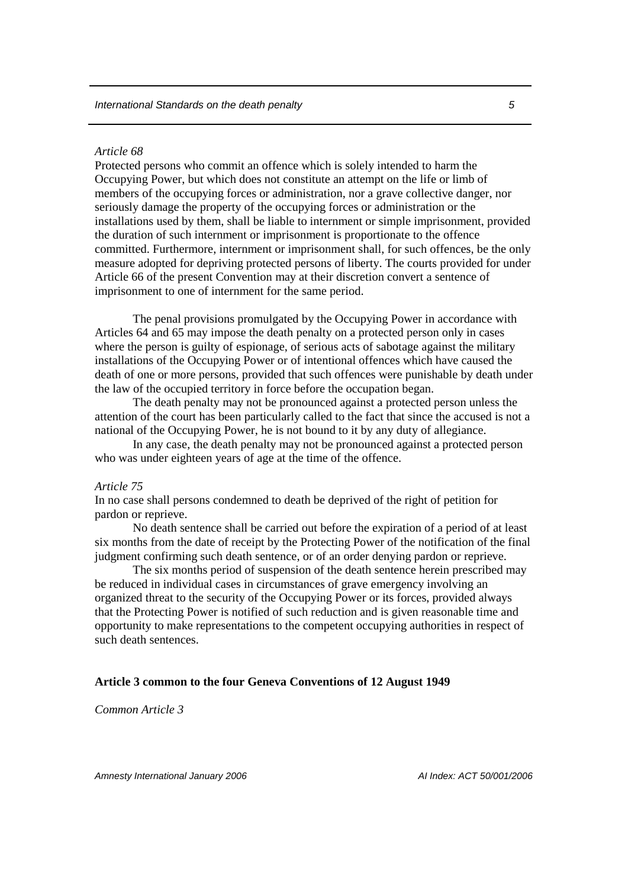*Article 68*

Protected persons who commit an offence which is solely intended to harm the Occupying Power, but which does not constitute an attempt on the life or limb of members of the occupying forces or administration, nor a grave collective danger, nor seriously damage the property of the occupying forces or administration or the installations used by them, shall be liable to internment or simple imprisonment, provided the duration of such internment or imprisonment is proportionate to the offence committed. Furthermore, internment or imprisonment shall, for such offences, be the only measure adopted for depriving protected persons of liberty. The courts provided for under Article 66 of the present Convention may at their discretion convert a sentence of imprisonment to one of internment for the same period.

The penal provisions promulgated by the Occupying Power in accordance with Articles 64 and 65 may impose the death penalty on a protected person only in cases where the person is guilty of espionage, of serious acts of sabotage against the military installations of the Occupying Power or of intentional offences which have caused the death of one or more persons, provided that such offences were punishable by death under the law of the occupied territory in force before the occupation began.

The death penalty may not be pronounced against a protected person unless the attention of the court has been particularly called to the fact that since the accused is not a national of the Occupying Power, he is not bound to it by any duty of allegiance.

In any case, the death penalty may not be pronounced against a protected person who was under eighteen years of age at the time of the offence.

*Article 75*

In no case shall persons condemned to death be deprived of the right of petition for pardon or reprieve.

No death sentence shall be carried out before the expiration of a period of at least six months from the date of receipt by the Protecting Power of the notification of the final judgment confirming such death sentence, or of an order denying pardon or reprieve.

The six months period of suspension of the death sentence herein prescribed may be reduced in individual cases in circumstances of grave emergency involving an organized threat to the security of the Occupying Power or its forces, provided always that the Protecting Power is notified of such reduction and is given reasonable time and opportunity to make representations to the competent occupying authorities in respect of such death sentences.

**Article 3 common to the four Geneva Conventions of 12 August 1949**

*Common Article 3*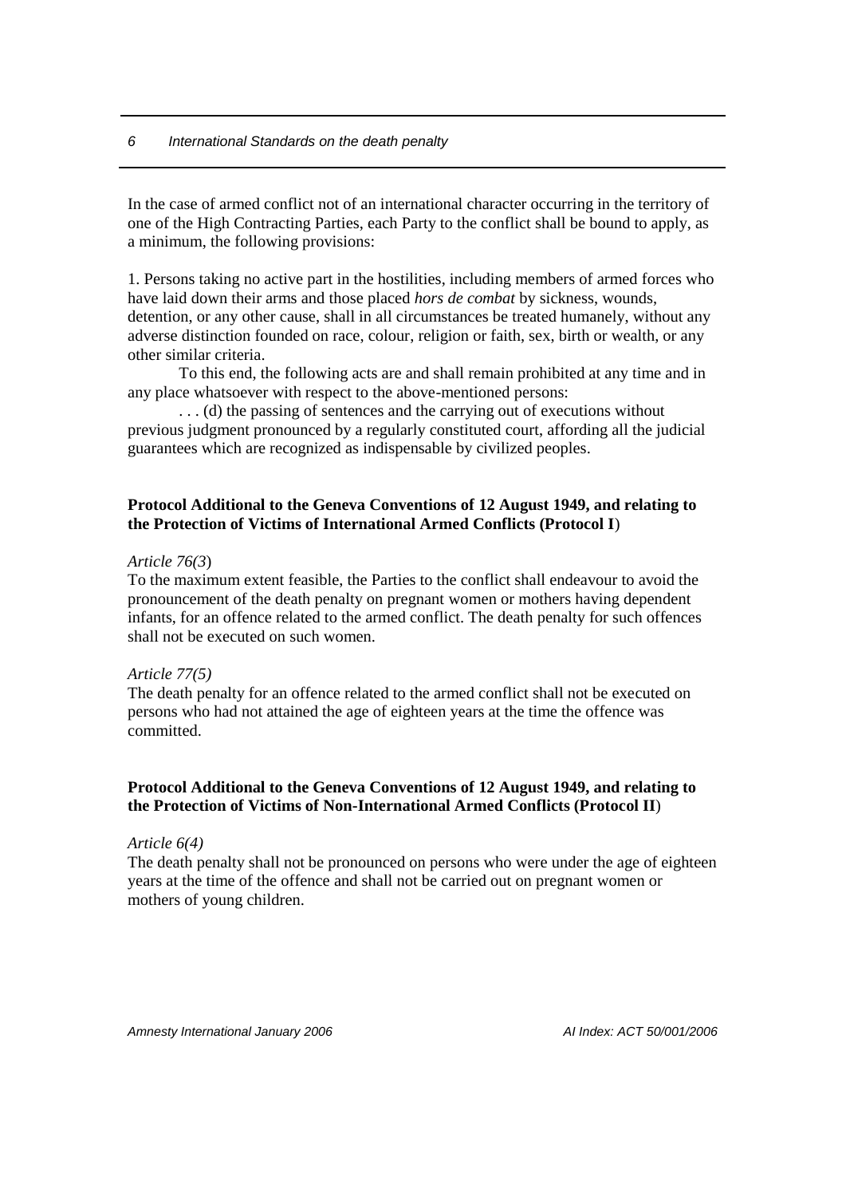In the case of armed conflict not of an international character occurring in the territory of one of the High Contracting Parties, each Party to the conflict shall be bound to apply, as a minimum, the following provisions:

1. Persons taking no active part in the hostilities, including members of armed forces who have laid down their arms and those placed *hors de combat* by sickness, wounds, detention, or any other cause, shall in all circumstances be treated humanely, without any adverse distinction founded on race, colour, religion or faith, sex, birth or wealth, or any other similar criteria.

To this end, the following acts are and shall remain prohibited at any time and in any place whatsoever with respect to the above-mentioned persons:

. . . (d) the passing of sentences and the carrying out of executions without previous judgment pronounced by a regularly constituted court, affording all the judicial guarantees which are recognized as indispensable by civilized peoples.

**Protocol Additional to the Geneva Conventions of 12 August 1949, and relating to the Protection of Victims of International Armed Conflicts (Protocol I**)

*Article 76(3*)

To the maximum extent feasible, the Parties to the conflict shall endeavour to avoid the pronouncement of the death penalty on pregnant women or mothers having dependent infants, for an offence related to the armed conflict. The death penalty for such offences shall not be executed on such women.

*Article 77(5)*

The death penalty for an offence related to the armed conflict shall not be executed on persons who had not attained the age of eighteen years at the time the offence was committed.

**Protocol Additional to the Geneva Conventions of 12 August 1949, and relating to the Protection of Victims of Non-International Armed Conflicts (Protocol II**)

*Article 6(4)*

The death penalty shall not be pronounced on persons who were under the age of eighteen years at the time of the offence and shall not be carried out on pregnant women or mothers of young children.